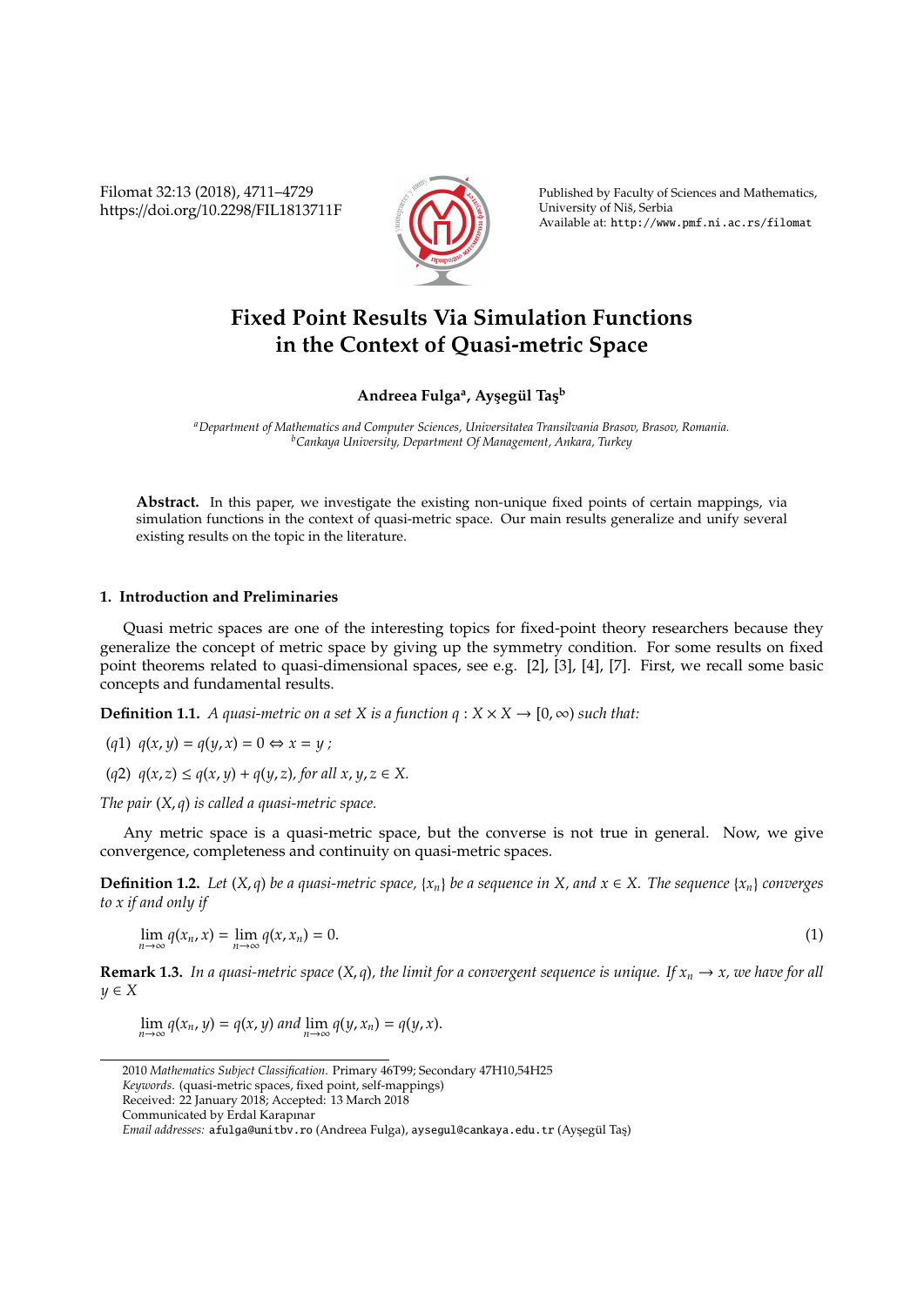# Fixed Point Results Via Simulation Functions in the Context of Quasi-metric Space

**Andreea Fulga[a], Ayşegül Taş[b]**

[a]*Department of Mathematics and Computer Sciences, Universitatea Transilvania Brasov, Brasov, Romania.*
[b]*Cankaya University, Department Of Management, Ankara, Turkey*

**Abstract.** In this paper, we investigate the existing non-unique fixed points of certain mappings, via simulation functions in the context of quasi-metric space. Our main results generalize and unify several existing results on the topic in the literature.

## 1. Introduction and Preliminaries

Quasi metric spaces are one of the interesting topics for fixed-point theory researchers because they generalize the concept of metric space by giving up the symmetry condition. For some results on fixed point theorems related to quasi-dimensional spaces, see e.g. [2], [3], [4], [7]. First, we recall some basic concepts and fundamental results.

**Definition 1.1.** *A quasi-metric on a set $X$ is a function $q : X \times X \to [0, \infty)$ such that:*

*(q1) $q(x, y) = q(y, x) = 0 \Leftrightarrow x = y$ ;*

*(q2) $q(x, z) \leq q(x, y) + q(y, z)$, for all $x, y, z \in X$.*

*The pair $(X, q)$ is called a quasi-metric space.*

Any metric space is a quasi-metric space, but the converse is not true in general. Now, we give convergence, completeness and continuity on quasi-metric spaces.

**Definition 1.2.** *Let $(X, q)$ be a quasi-metric space, $\{x_n\}$ be a sequence in $X$, and $x \in X$. The sequence $\{x_n\}$ converges to $x$ if and only if*

$$\lim_{n\to\infty} q(x_n, x) = \lim_{n\to\infty} q(x, x_n) = 0. \tag{1}$$

**Remark 1.3.** *In a quasi-metric space $(X, q)$, the limit for a convergent sequence is unique. If $x_n \to x$, we have for all $y \in X$*

$$\lim_{n\to\infty} q(x_n, y) = q(x, y) \text{ and } \lim_{n\to\infty} q(y, x_n) = q(y, x).$$

---

2010 *Mathematics Subject Classification*. Primary 46T99; Secondary 47H10,54H25

*Keywords*. (quasi-metric spaces, fixed point, self-mappings)

Received: 22 January 2018; Accepted: 13 March 2018

Communicated by Erdal Karapınar

*Email addresses:* afulga@unitbv.ro (Andreea Fulga), aysegul@cankaya.edu.tr (Ayşegül Taş)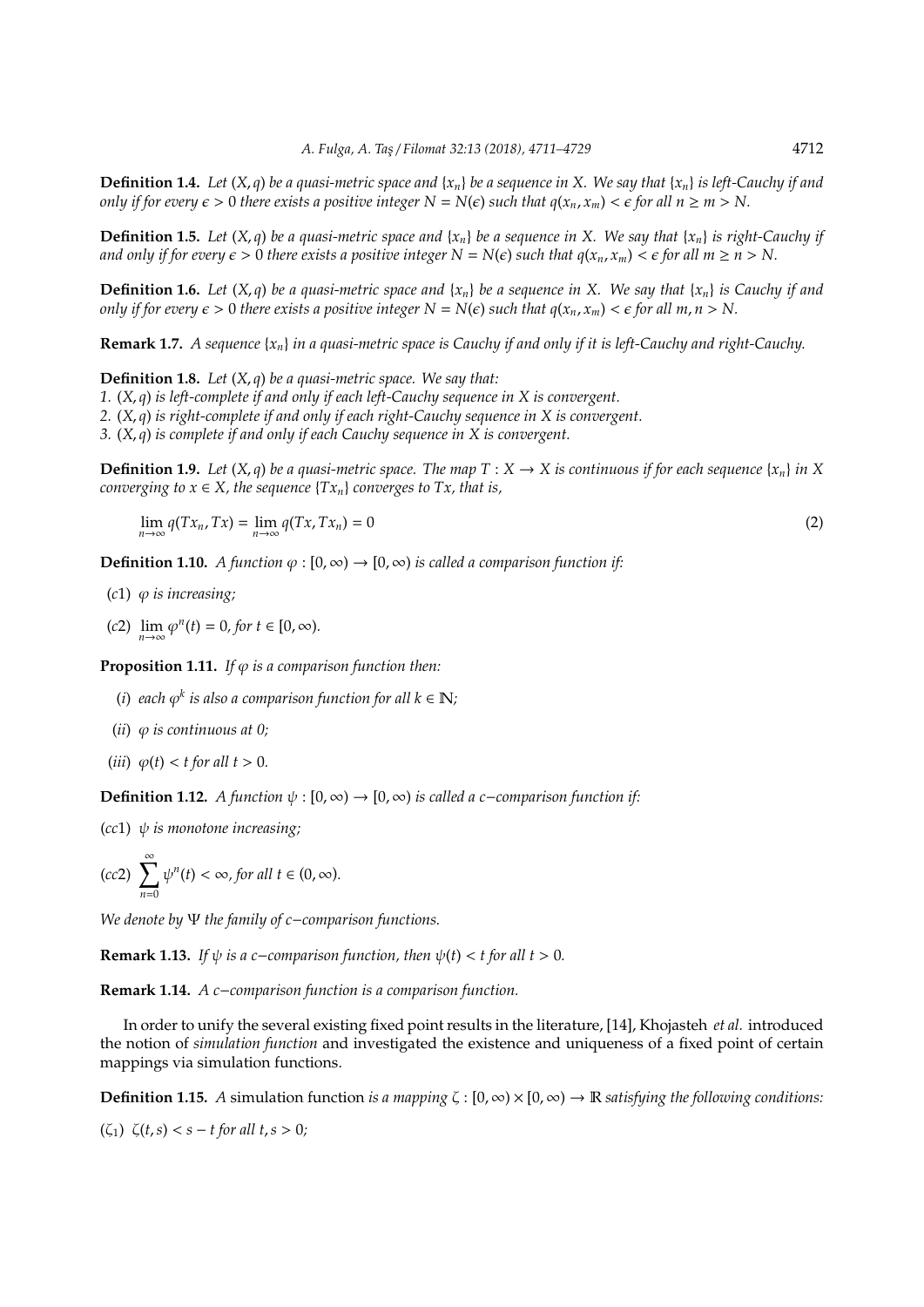**Definition 1.4.** *Let $(X, q)$ be a quasi-metric space and $\{x_n\}$ be a sequence in $X$. We say that $\{x_n\}$ is left-Cauchy if and only if for every $\epsilon > 0$ there exists a positive integer $N = N(\epsilon)$ such that $q(x_n, x_m) < \epsilon$ for all $n \geq m > N$.*

**Definition 1.5.** *Let $(X, q)$ be a quasi-metric space and $\{x_n\}$ be a sequence in $X$. We say that $\{x_n\}$ is right-Cauchy if and only if for every $\epsilon > 0$ there exists a positive integer $N = N(\epsilon)$ such that $q(x_n, x_m) < \epsilon$ for all $m \geq n > N$.*

**Definition 1.6.** *Let $(X, q)$ be a quasi-metric space and $\{x_n\}$ be a sequence in $X$. We say that $\{x_n\}$ is Cauchy if and only if for every $\epsilon > 0$ there exists a positive integer $N = N(\epsilon)$ such that $q(x_n, x_m) < \epsilon$ for all $m, n > N$.*

**Remark 1.7.** *A sequence $\{x_n\}$ in a quasi-metric space is Cauchy if and only if it is left-Cauchy and right-Cauchy.*

**Definition 1.8.** *Let $(X, q)$ be a quasi-metric space. We say that:*
*1. $(X, q)$ is left-complete if and only if each left-Cauchy sequence in $X$ is convergent.*
*2. $(X, q)$ is right-complete if and only if each right-Cauchy sequence in $X$ is convergent.*
*3. $(X, q)$ is complete if and only if each Cauchy sequence in $X$ is convergent.*

**Definition 1.9.** *Let $(X, q)$ be a quasi-metric space. The map $T : X \to X$ is continuous if for each sequence $\{x_n\}$ in $X$ converging to $x \in X$, the sequence $\{Tx_n\}$ converges to $Tx$, that is,*

$$\lim_{n\to\infty} q(Tx_n, Tx) = \lim_{n\to\infty} q(Tx, Tx_n) = 0 \tag{2}$$

**Definition 1.10.** *A function $\varphi : [0, \infty) \to [0, \infty)$ is called a comparison function if:*

- $(c1)$ *$\varphi$ is increasing;*
- $(c2)$ *$\lim_{n\to\infty} \varphi^n(t) = 0$, for $t \in [0, \infty)$.*

**Proposition 1.11.** *If $\varphi$ is a comparison function then:*

- $(i)$ *each $\varphi^k$ is also a comparison function for all $k \in \mathbb{N}$;*
- $(ii)$ *$\varphi$ is continuous at 0;*
- $(iii)$ *$\varphi(t) < t$ for all $t > 0$.*

**Definition 1.12.** *A function $\psi : [0, \infty) \to [0, \infty)$ is called a $c-$comparison function if:*

$(cc1)$ *$\psi$ is monotone increasing;*

$(cc2)$ *$\sum_{n=0}^{\infty} \psi^n(t) < \infty$, for all $t \in (0, \infty)$.*

*We denote by $\Psi$ the family of $c-$comparison functions.*

**Remark 1.13.** *If $\psi$ is a $c-$comparison function, then $\psi(t) < t$ for all $t > 0$.*

**Remark 1.14.** *A $c-$comparison function is a comparison function.*

In order to unify the several existing fixed point results in the literature, [14], Khojasteh *et al.* introduced the notion of *simulation function* and investigated the existence and uniqueness of a fixed point of certain mappings via simulation functions.

**Definition 1.15.** *A* simulation function *is a mapping $\zeta : [0, \infty) \times [0, \infty) \to \mathbb{R}$ satisfying the following conditions:*

$(\zeta_1)$ *$\zeta(t, s) < s - t$ for all $t, s > 0$;*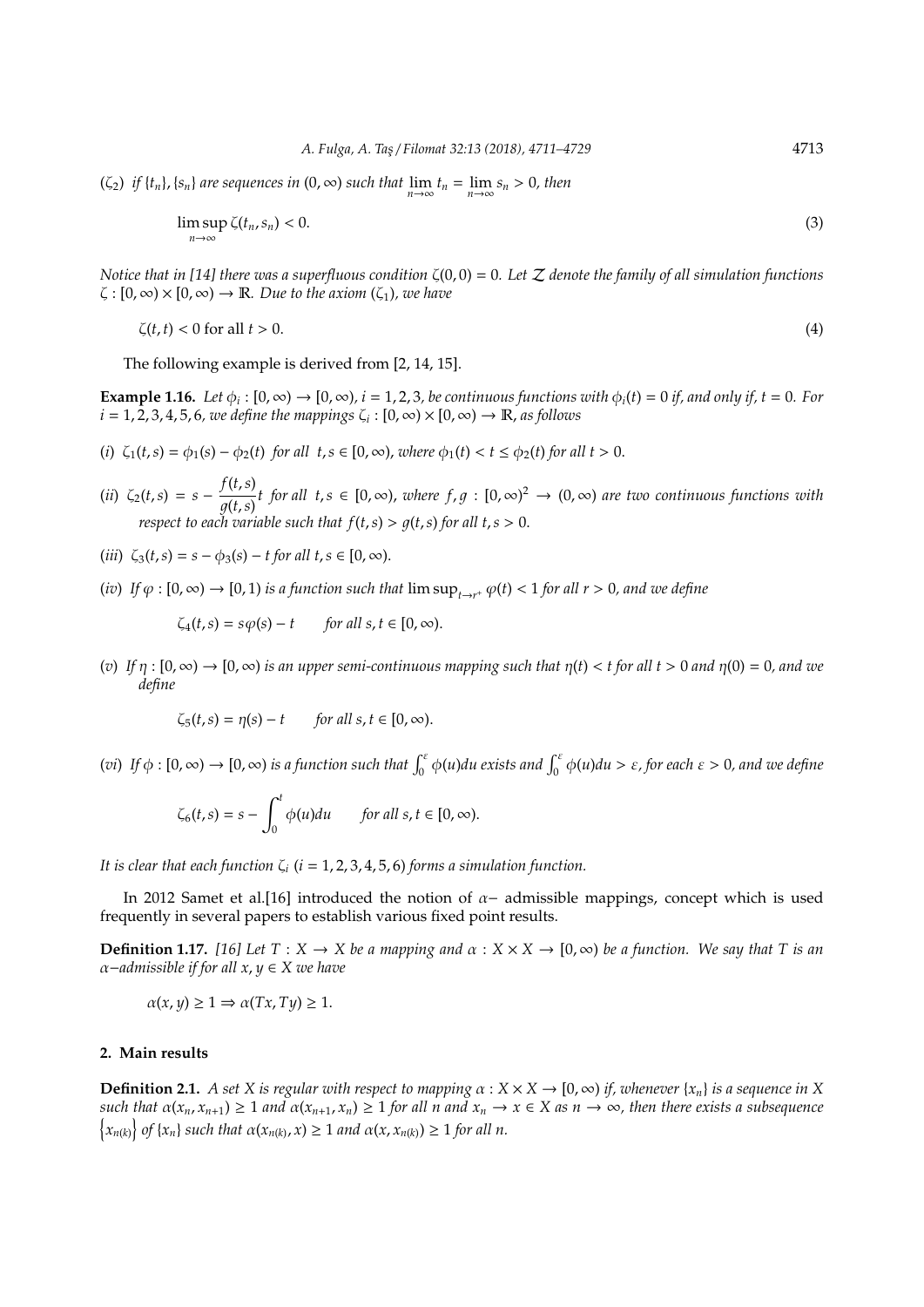$(\zeta_2)$ *if* $\{t_n\}, \{s_n\}$ *are sequences in* $(0,\infty)$ *such that* $\lim_{n\to\infty} t_n = \lim_{n\to\infty} s_n > 0$, *then*

$$\limsup_{n\to\infty} \zeta(t_n, s_n) < 0. \tag{3}$$

*Notice that in [14] there was a superfluous condition* $\zeta(0,0) = 0$. *Let* $\mathcal{Z}$ *denote the family of all simulation functions* $\zeta : [0,\infty) \times [0,\infty) \to \mathbb{R}$. *Due to the axiom* $(\zeta_1)$, *we have*

$$\zeta(t,t) < 0 \text{ for all } t > 0. \tag{4}$$

The following example is derived from [2, 14, 15].

**Example 1.16.** *Let* $\phi_i : [0,\infty) \to [0,\infty)$, $i = 1, 2, 3$, *be continuous functions with* $\phi_i(t) = 0$ *if, and only if,* $t = 0$. *For* $i = 1, 2, 3, 4, 5, 6$, *we define the mappings* $\zeta_i : [0,\infty) \times [0,\infty) \to \mathbb{R}$, *as follows*

$(i)$ $\zeta_1(t,s) = \phi_1(s) - \phi_2(t)$ *for all* $t, s \in [0,\infty)$, *where* $\phi_1(t) < t \leq \phi_2(t)$ *for all* $t > 0$.

$(ii)$ $\zeta_2(t,s) = s - \dfrac{f(t,s)}{g(t,s)}t$ *for all* $t, s \in [0,\infty)$, *where* $f, g : [0,\infty)^2 \to (0,\infty)$ *are two continuous functions with respect to each variable such that* $f(t,s) > g(t,s)$ *for all* $t, s > 0$.

$(iii)$ $\zeta_3(t,s) = s - \phi_3(s) - t$ *for all* $t, s \in [0,\infty)$.

$(iv)$ *If* $\varphi : [0,\infty) \to [0,1)$ *is a function such that* $\limsup_{t\to r^+} \varphi(t) < 1$ *for all* $r > 0$, *and we define*

$$\zeta_4(t,s) = s\varphi(s) - t \qquad \text{for all } s, t \in [0,\infty).$$

$(v)$ *If* $\eta : [0,\infty) \to [0,\infty)$ *is an upper semi-continuous mapping such that* $\eta(t) < t$ *for all* $t > 0$ *and* $\eta(0) = 0$, *and we define*

$$\zeta_5(t,s) = \eta(s) - t \qquad \text{for all } s, t \in [0,\infty).$$

$(vi)$ *If* $\phi : [0,\infty) \to [0,\infty)$ *is a function such that* $\int_0^\varepsilon \phi(u)du$ *exists and* $\int_0^\varepsilon \phi(u)du > \varepsilon$, *for each* $\varepsilon > 0$, *and we define*

$$\zeta_6(t,s) = s - \int_0^t \phi(u)du \qquad \text{for all } s, t \in [0,\infty).$$

*It is clear that each function* $\zeta_i$ $(i = 1, 2, 3, 4, 5, 6)$ *forms a simulation function.*

In 2012 Samet et al.[16] introduced the notion of $\alpha-$ admissible mappings, concept which is used frequently in several papers to establish various fixed point results.

**Definition 1.17.** *[16] Let* $T : X \to X$ *be a mapping and* $\alpha : X \times X \to [0,\infty)$ *be a function. We say that* $T$ *is an* $\alpha-$*admissible if for all* $x, y \in X$ *we have*

$$\alpha(x,y) \geq 1 \Rightarrow \alpha(Tx,Ty) \geq 1.$$

## 2. Main results

**Definition 2.1.** *A set* $X$ *is regular with respect to mapping* $\alpha : X \times X \to [0,\infty)$ *if, whenever* $\{x_n\}$ *is a sequence in* $X$ *such that* $\alpha(x_n, x_{n+1}) \geq 1$ *and* $\alpha(x_{n+1}, x_n) \geq 1$ *for all* $n$ *and* $x_n \to x \in X$ *as* $n \to \infty$, *then there exists a subsequence* $\{x_{n(k)}\}$ *of* $\{x_n\}$ *such that* $\alpha(x_{n(k)}, x) \geq 1$ *and* $\alpha(x, x_{n(k)}) \geq 1$ *for all* $n$.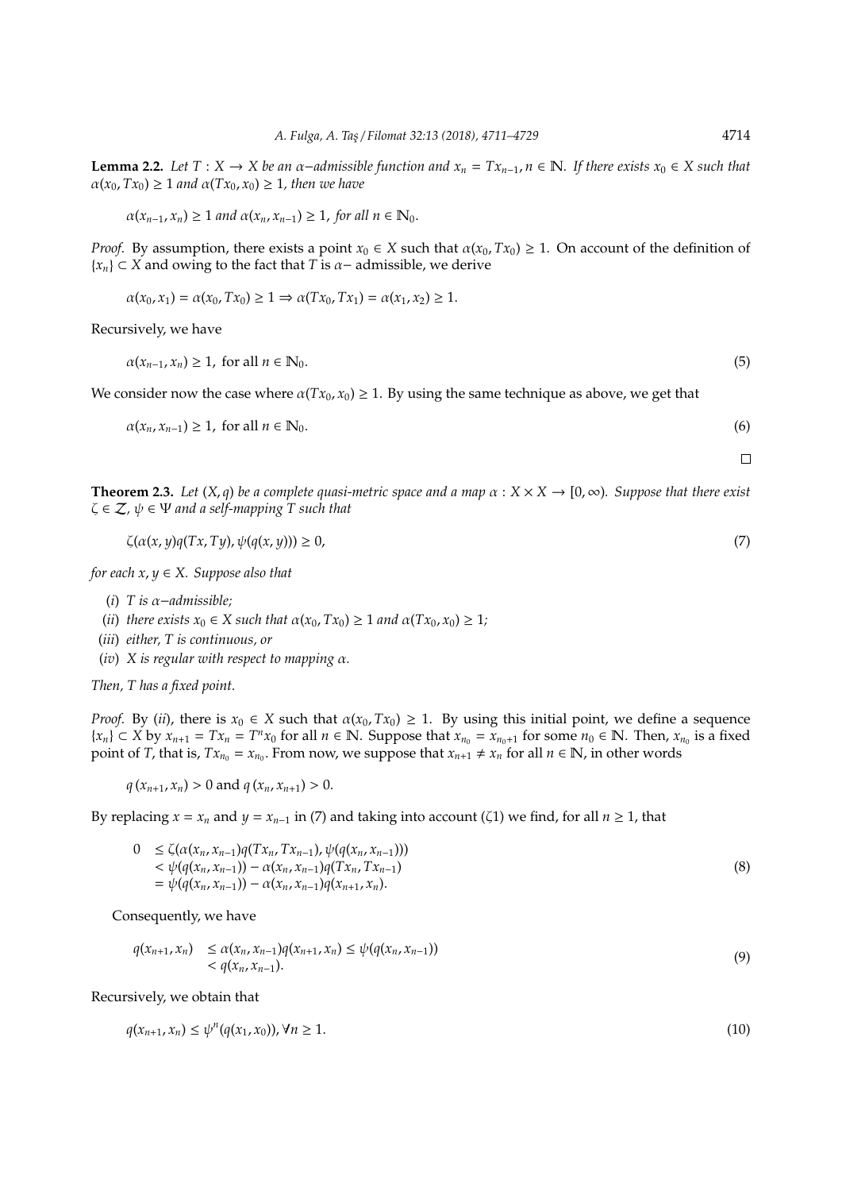**Lemma 2.2.** *Let $T : X \to X$ be an $\alpha-$admissible function and $x_n = Tx_{n-1}, n \in \mathbb{N}$. If there exists $x_0 \in X$ such that $\alpha(x_0, Tx_0) \geq 1$ and $\alpha(Tx_0, x_0) \geq 1$, then we have*

$$\alpha(x_{n-1}, x_n) \geq 1 \text{ and } \alpha(x_n, x_{n-1}) \geq 1, \text{ for all } n \in \mathbb{N}_0.$$

*Proof.* By assumption, there exists a point $x_0 \in X$ such that $\alpha(x_0, Tx_0) \geq 1$. On account of the definition of $\{x_n\} \subset X$ and owing to the fact that $T$ is $\alpha-$ admissible, we derive

$$\alpha(x_0, x_1) = \alpha(x_0, Tx_0) \geq 1 \Rightarrow \alpha(Tx_0, Tx_1) = \alpha(x_1, x_2) \geq 1.$$

Recursively, we have

$$\alpha(x_{n-1}, x_n) \geq 1, \text{ for all } n \in \mathbb{N}_0. \tag{5}$$

We consider now the case where $\alpha(Tx_0, x_0) \geq 1$. By using the same technique as above, we get that

$$\alpha(x_n, x_{n-1}) \geq 1, \text{ for all } n \in \mathbb{N}_0. \tag{6}$$

□

**Theorem 2.3.** *Let $(X, q)$ be a complete quasi-metric space and a map $\alpha : X \times X \to [0, \infty)$. Suppose that there exist $\zeta \in \mathcal{Z}$, $\psi \in \Psi$ and a self-mapping $T$ such that*

$$\zeta(\alpha(x, y)q(Tx, Ty), \psi(q(x, y))) \geq 0, \tag{7}$$

*for each $x, y \in X$. Suppose also that*

(*i*) *$T$ is $\alpha-$admissible;*

(*ii*) *there exists $x_0 \in X$ such that $\alpha(x_0, Tx_0) \geq 1$ and $\alpha(Tx_0, x_0) \geq 1$;*

(*iii*) *either, $T$ is continuous, or*

(*iv*) *$X$ is regular with respect to mapping $\alpha$.*

*Then, $T$ has a fixed point.*

*Proof.* By (*ii*), there is $x_0 \in X$ such that $\alpha(x_0, Tx_0) \geq 1$. By using this initial point, we define a sequence $\{x_n\} \subset X$ by $x_{n+1} = Tx_n = T^n x_0$ for all $n \in \mathbb{N}$. Suppose that $x_{n_0} = x_{n_0+1}$ for some $n_0 \in \mathbb{N}$. Then, $x_{n_0}$ is a fixed point of $T$, that is, $Tx_{n_0} = x_{n_0}$. From now, we suppose that $x_{n+1} \neq x_n$ for all $n \in \mathbb{N}$, in other words

$$q(x_{n+1}, x_n) > 0 \text{ and } q(x_n, x_{n+1}) > 0.$$

By replacing $x = x_n$ and $y = x_{n-1}$ in (7) and taking into account ($\zeta 1$) we find, for all $n \geq 1$, that

$$\begin{aligned}
0 &\leq \zeta(\alpha(x_n, x_{n-1})q(Tx_n, Tx_{n-1}), \psi(q(x_n, x_{n-1}))) \\
&< \psi(q(x_n, x_{n-1})) - \alpha(x_n, x_{n-1})q(Tx_n, Tx_{n-1}) \\
&= \psi(q(x_n, x_{n-1})) - \alpha(x_n, x_{n-1})q(x_{n+1}, x_n).
\end{aligned} \tag{8}$$

Consequently, we have

$$\begin{aligned}
q(x_{n+1}, x_n) &\leq \alpha(x_n, x_{n-1})q(x_{n+1}, x_n) \leq \psi(q(x_n, x_{n-1})) \\
&< q(x_n, x_{n-1}).
\end{aligned} \tag{9}$$

Recursively, we obtain that

$$q(x_{n+1}, x_n) \leq \psi^n(q(x_1, x_0)), \forall n \geq 1. \tag{10}$$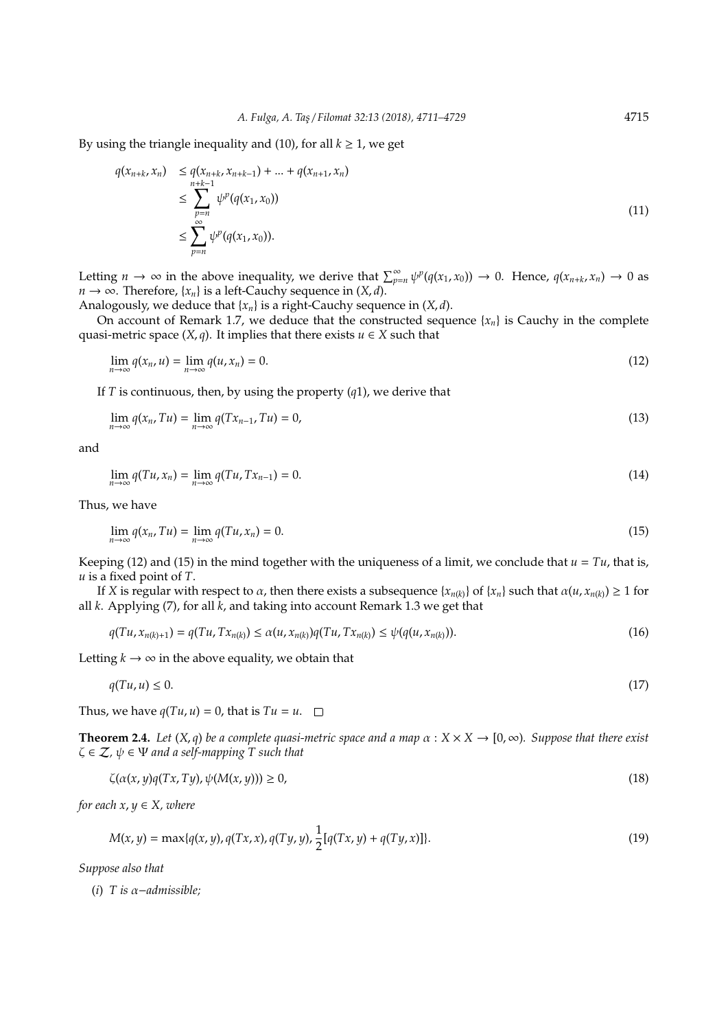By using the triangle inequality and (10), for all $k \geq 1$, we get

$$
\begin{aligned}
q(x_{n+k}, x_n) &\leq q(x_{n+k}, x_{n+k-1}) + ... + q(x_{n+1}, x_n) \\
&\leq \sum_{p=n}^{n+k-1} \psi^p(q(x_1, x_0)) \\
&\leq \sum_{p=n}^{\infty} \psi^p(q(x_1, x_0)).
\end{aligned} \tag{11}
$$

Letting $n \to \infty$ in the above inequality, we derive that $\sum_{p=n}^{\infty} \psi^p(q(x_1, x_0)) \to 0$. Hence, $q(x_{n+k}, x_n) \to 0$ as $n \to \infty$. Therefore, $\{x_n\}$ is a left-Cauchy sequence in $(X, d)$.
Analogously, we deduce that $\{x_n\}$ is a right-Cauchy sequence in $(X, d)$.

On account of Remark 1.7, we deduce that the constructed sequence $\{x_n\}$ is Cauchy in the complete quasi-metric space $(X, q)$. It implies that there exists $u \in X$ such that

$$
\lim_{n\to\infty} q(x_n, u) = \lim_{n\to\infty} q(u, x_n) = 0. \tag{12}
$$

If $T$ is continuous, then, by using the property $(q1)$, we derive that

$$
\lim_{n\to\infty} q(x_n, Tu) = \lim_{n\to\infty} q(Tx_{n-1}, Tu) = 0, \tag{13}
$$

and

$$
\lim_{n\to\infty} q(Tu, x_n) = \lim_{n\to\infty} q(Tu, Tx_{n-1}) = 0. \tag{14}
$$

Thus, we have

$$
\lim_{n\to\infty} q(x_n, Tu) = \lim_{n\to\infty} q(Tu, x_n) = 0. \tag{15}
$$

Keeping (12) and (15) in the mind together with the uniqueness of a limit, we conclude that $u = Tu$, that is, $u$ is a fixed point of $T$.

If $X$ is regular with respect to $\alpha$, then there exists a subsequence $\{x_{n(k)}\}$ of $\{x_n\}$ such that $\alpha(u, x_{n(k)}) \geq 1$ for all $k$. Applying (7), for all $k$, and taking into account Remark 1.3 we get that

$$
q(Tu, x_{n(k)+1}) = q(Tu, Tx_{n(k)}) \leq \alpha(u, x_{n(k)})q(Tu, Tx_{n(k)}) \leq \psi(q(u, x_{n(k)})). \tag{16}
$$

Letting $k \to \infty$ in the above equality, we obtain that

$$
q(Tu, u) \leq 0. \tag{17}
$$

Thus, we have $q(Tu, u) = 0$, that is $Tu = u$. □

**Theorem 2.4.** *Let $(X, q)$ be a complete quasi-metric space and a map $\alpha : X \times X \to [0, \infty)$. Suppose that there exist $\zeta \in \mathcal{Z}$, $\psi \in \Psi$ and a self-mapping $T$ such that*

$$
\zeta(\alpha(x, y)q(Tx, Ty), \psi(M(x, y))) \geq 0, \tag{18}
$$

*for each $x, y \in X$, where*

$$
M(x, y) = \max\{q(x, y), q(Tx, x), q(Ty, y), \frac{1}{2}[q(Tx, y) + q(Ty, x)]\}. \tag{19}
$$

*Suppose also that*

(*i*) *$T$ is $\alpha$−admissible;*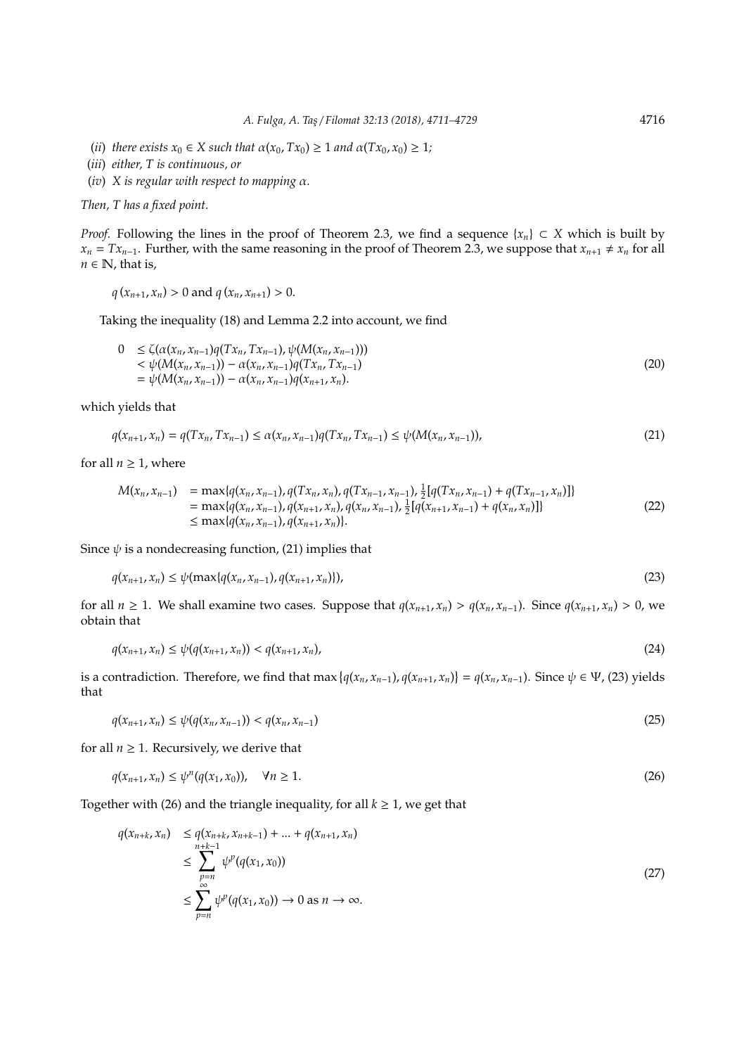(*ii*) *there exists* $x_0 \in X$ *such that* $\alpha(x_0, Tx_0) \geq 1$ *and* $\alpha(Tx_0, x_0) \geq 1$;

(*iii*) *either,* $T$ *is continuous, or*

(*iv*) $X$ *is regular with respect to mapping* $\alpha$.

*Then,* $T$ *has a fixed point.*

*Proof.* Following the lines in the proof of Theorem 2.3, we find a sequence $\{x_n\} \subset X$ which is built by $x_n = Tx_{n-1}$. Further, with the same reasoning in the proof of Theorem 2.3, we suppose that $x_{n+1} \neq x_n$ for all $n \in \mathbb{N}$, that is,

$$q(x_{n+1}, x_n) > 0 \text{ and } q(x_n, x_{n+1}) > 0.$$

Taking the inequality (18) and Lemma 2.2 into account, we find

$$\begin{aligned} 0 &\leq \zeta(\alpha(x_n, x_{n-1})q(Tx_n, Tx_{n-1}), \psi(M(x_n, x_{n-1}))) \\ &< \psi(M(x_n, x_{n-1})) - \alpha(x_n, x_{n-1})q(Tx_n, Tx_{n-1}) \\ &= \psi(M(x_n, x_{n-1})) - \alpha(x_n, x_{n-1})q(x_{n+1}, x_n). \end{aligned} \tag{20}$$

which yields that

$$q(x_{n+1}, x_n) = q(Tx_n, Tx_{n-1}) \leq \alpha(x_n, x_{n-1})q(Tx_n, Tx_{n-1}) \leq \psi(M(x_n, x_{n-1})), \tag{21}$$

for all $n \geq 1$, where

$$\begin{aligned} M(x_n, x_{n-1}) &= \max\{q(x_n, x_{n-1}), q(Tx_n, x_n), q(Tx_{n-1}, x_{n-1}), \tfrac{1}{2}[q(Tx_n, x_{n-1}) + q(Tx_{n-1}, x_n)]\} \\ &= \max\{q(x_n, x_{n-1}), q(x_{n+1}, x_n), q(x_n, x_{n-1}), \tfrac{1}{2}[q(x_{n+1}, x_{n-1}) + q(x_n, x_n)]\} \\ &\leq \max\{q(x_n, x_{n-1}), q(x_{n+1}, x_n)\}. \end{aligned} \tag{22}$$

Since $\psi$ is a nondecreasing function, (21) implies that

$$q(x_{n+1}, x_n) \leq \psi(\max\{q(x_n, x_{n-1}), q(x_{n+1}, x_n)\}), \tag{23}$$

for all $n \geq 1$. We shall examine two cases. Suppose that $q(x_{n+1}, x_n) > q(x_n, x_{n-1})$. Since $q(x_{n+1}, x_n) > 0$, we obtain that

$$q(x_{n+1}, x_n) \leq \psi(q(x_{n+1}, x_n)) < q(x_{n+1}, x_n), \tag{24}$$

is a contradiction. Therefore, we find that $\max\{q(x_n, x_{n-1}), q(x_{n+1}, x_n)\} = q(x_n, x_{n-1})$. Since $\psi \in \Psi$, (23) yields that

$$q(x_{n+1}, x_n) \leq \psi(q(x_n, x_{n-1})) < q(x_n, x_{n-1}) \tag{25}$$

for all $n \geq 1$. Recursively, we derive that

$$q(x_{n+1}, x_n) \leq \psi^n(q(x_1, x_0)), \quad \forall n \geq 1. \tag{26}$$

Together with (26) and the triangle inequality, for all $k \geq 1$, we get that

$$\begin{aligned} q(x_{n+k}, x_n) &\leq q(x_{n+k}, x_{n+k-1}) + \ldots + q(x_{n+1}, x_n) \\ &\leq \sum_{p=n}^{n+k-1} \psi^p(q(x_1, x_0)) \\ &\leq \sum_{p=n}^{\infty} \psi^p(q(x_1, x_0)) \to 0 \text{ as } n \to \infty. \end{aligned} \tag{27}$$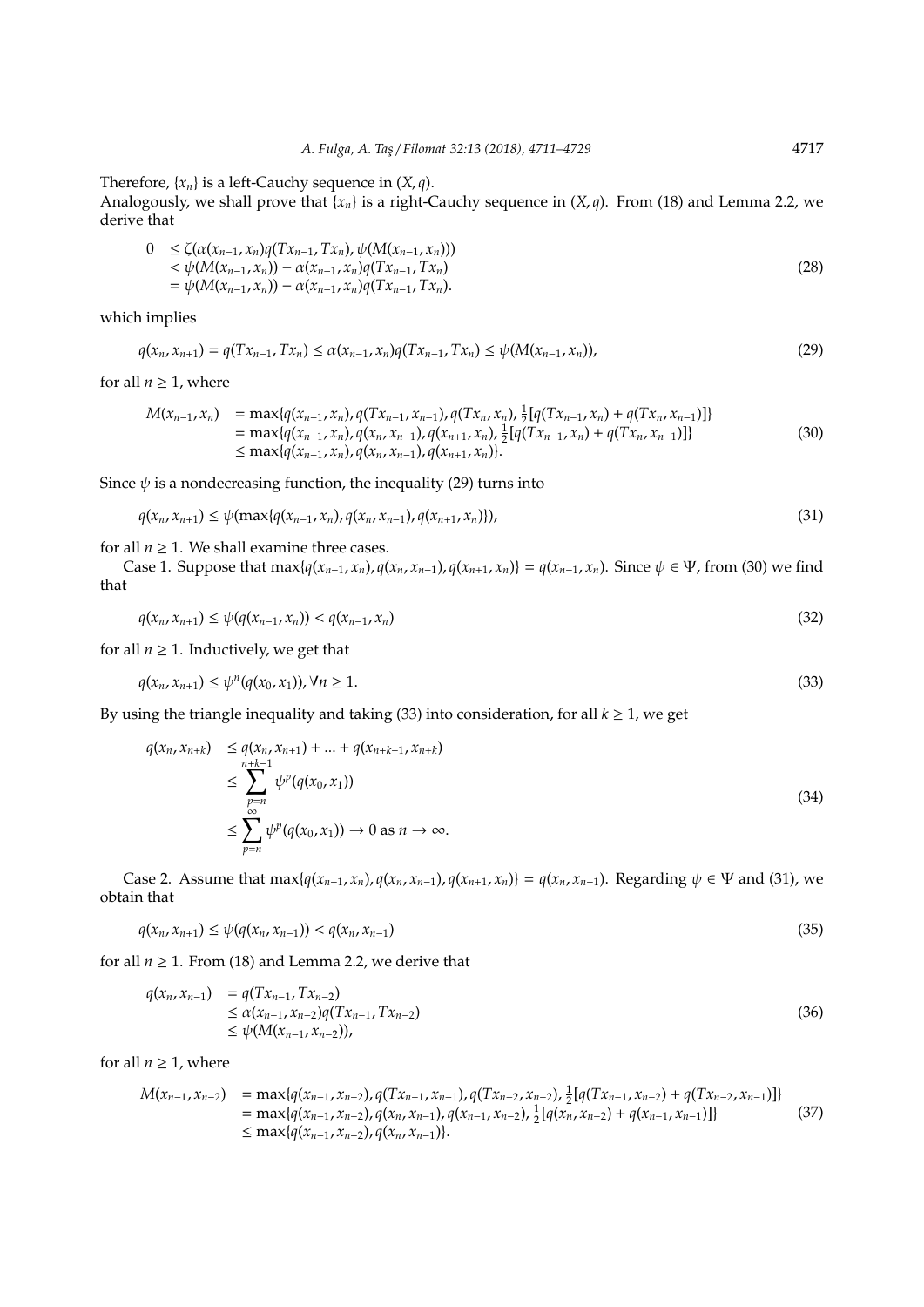Therefore, $\{x_n\}$ is a left-Cauchy sequence in $(X, q)$.
Analogously, we shall prove that $\{x_n\}$ is a right-Cauchy sequence in $(X, q)$. From (18) and Lemma 2.2, we derive that

$$
\begin{aligned}
0 &\leq \zeta(\alpha(x_{n-1}, x_n)q(Tx_{n-1}, Tx_n), \psi(M(x_{n-1}, x_n))) \\
&< \psi(M(x_{n-1}, x_n)) - \alpha(x_{n-1}, x_n)q(Tx_{n-1}, Tx_n) \\
&= \psi(M(x_{n-1}, x_n)) - \alpha(x_{n-1}, x_n)q(Tx_{n-1}, Tx_n).
\end{aligned} \tag{28}
$$

which implies

$$
q(x_n, x_{n+1}) = q(Tx_{n-1}, Tx_n) \leq \alpha(x_{n-1}, x_n)q(Tx_{n-1}, Tx_n) \leq \psi(M(x_{n-1}, x_n)), \tag{29}
$$

for all $n \geq 1$, where

$$
\begin{aligned}
M(x_{n-1}, x_n) &= \max\{q(x_{n-1}, x_n), q(Tx_{n-1}, x_{n-1}), q(Tx_n, x_n), \tfrac{1}{2}[q(Tx_{n-1}, x_n) + q(Tx_n, x_{n-1})]\} \\
&= \max\{q(x_{n-1}, x_n), q(x_n, x_{n-1}), q(x_{n+1}, x_n), \tfrac{1}{2}[q(Tx_{n-1}, x_n) + q(Tx_n, x_{n-1})]\} \\
&\leq \max\{q(x_{n-1}, x_n), q(x_n, x_{n-1}), q(x_{n+1}, x_n)\}.
\end{aligned} \tag{30}
$$

Since $\psi$ is a nondecreasing function, the inequality (29) turns into

$$
q(x_n, x_{n+1}) \leq \psi(\max\{q(x_{n-1}, x_n), q(x_n, x_{n-1}), q(x_{n+1}, x_n)\}), \tag{31}
$$

for all $n \geq 1$. We shall examine three cases.

Case 1. Suppose that $\max\{q(x_{n-1}, x_n), q(x_n, x_{n-1}), q(x_{n+1}, x_n)\} = q(x_{n-1}, x_n)$. Since $\psi \in \Psi$, from (30) we find that

$$
q(x_n, x_{n+1}) \leq \psi(q(x_{n-1}, x_n)) < q(x_{n-1}, x_n) \tag{32}
$$

for all $n \geq 1$. Inductively, we get that

$$
q(x_n, x_{n+1}) \leq \psi^n(q(x_0, x_1)), \forall n \geq 1. \tag{33}
$$

By using the triangle inequality and taking (33) into consideration, for all $k \geq 1$, we get

$$
\begin{aligned}
q(x_n, x_{n+k}) &\leq q(x_n, x_{n+1}) + ... + q(x_{n+k-1}, x_{n+k}) \\
&\leq \sum_{p=n}^{n+k-1} \psi^p(q(x_0, x_1)) \\
&\leq \sum_{p=n}^{\infty} \psi^p(q(x_0, x_1)) \to 0 \text{ as } n \to \infty.
\end{aligned} \tag{34}
$$

Case 2. Assume that $\max\{q(x_{n-1}, x_n), q(x_n, x_{n-1}), q(x_{n+1}, x_n)\} = q(x_n, x_{n-1})$. Regarding $\psi \in \Psi$ and (31), we obtain that

$$
q(x_n, x_{n+1}) \leq \psi(q(x_n, x_{n-1})) < q(x_n, x_{n-1}) \tag{35}
$$

for all $n \geq 1$. From (18) and Lemma 2.2, we derive that

$$
\begin{aligned}
q(x_n, x_{n-1}) &= q(Tx_{n-1}, Tx_{n-2}) \\
&\leq \alpha(x_{n-1}, x_{n-2})q(Tx_{n-1}, Tx_{n-2}) \\
&\leq \psi(M(x_{n-1}, x_{n-2})),
\end{aligned} \tag{36}
$$

for all $n \geq 1$, where

$$
\begin{aligned}
M(x_{n-1}, x_{n-2}) &= \max\{q(x_{n-1}, x_{n-2}), q(Tx_{n-1}, x_{n-1}), q(Tx_{n-2}, x_{n-2}), \tfrac{1}{2}[q(Tx_{n-1}, x_{n-2}) + q(Tx_{n-2}, x_{n-1})]\} \\
&= \max\{q(x_{n-1}, x_{n-2}), q(x_n, x_{n-1}), q(x_{n-1}, x_{n-2}), \tfrac{1}{2}[q(x_n, x_{n-2}) + q(x_{n-1}, x_{n-1})]\} \\
&\leq \max\{q(x_{n-1}, x_{n-2}), q(x_n, x_{n-1})\}.
\end{aligned} \tag{37}
$$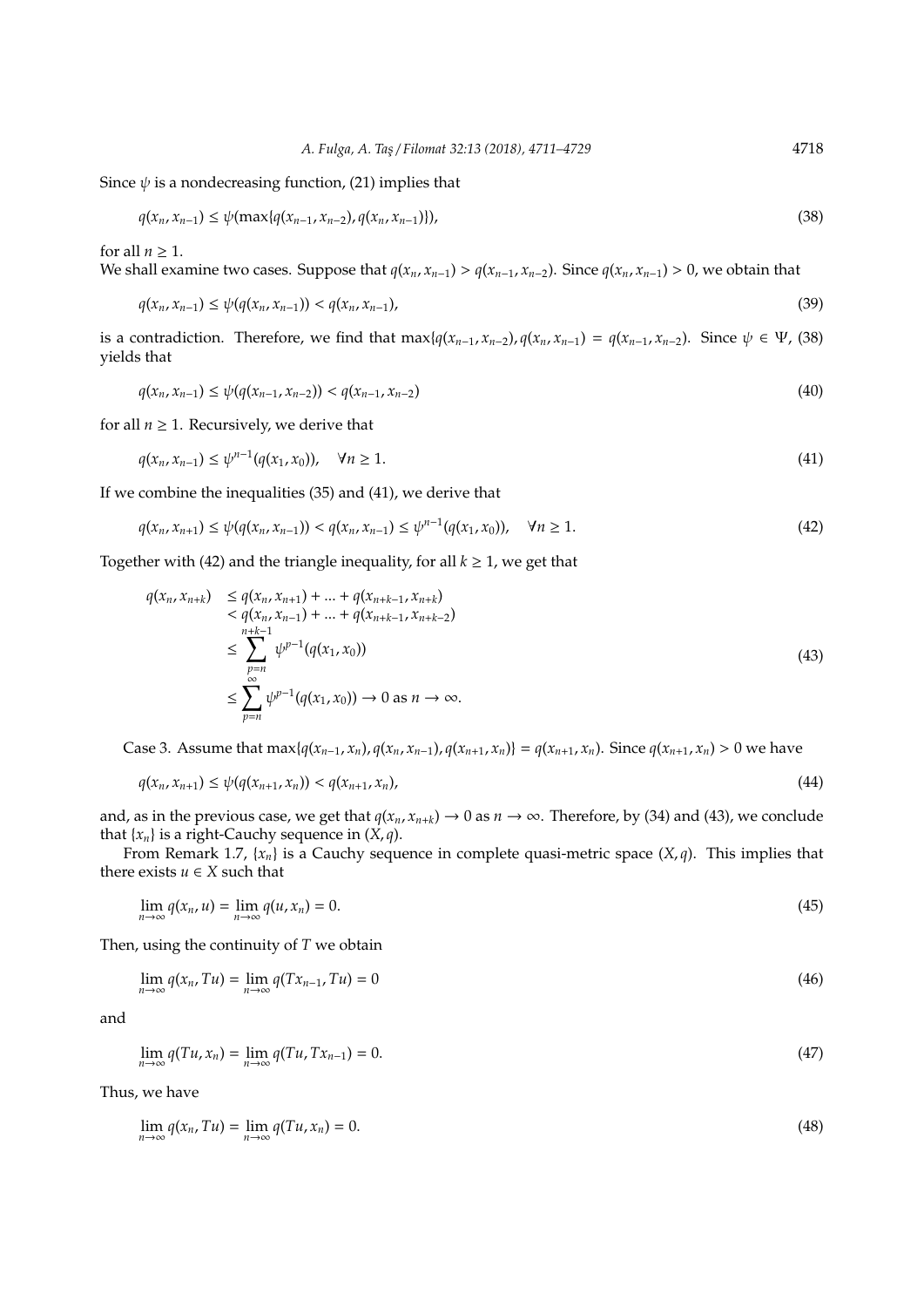Since $\psi$ is a nondecreasing function, (21) implies that

$$q(x_n, x_{n-1}) \leq \psi(\max\{q(x_{n-1}, x_{n-2}), q(x_n, x_{n-1})\}), \tag{38}$$

for all $n \geq 1$.

We shall examine two cases. Suppose that $q(x_n, x_{n-1}) > q(x_{n-1}, x_{n-2})$. Since $q(x_n, x_{n-1}) > 0$, we obtain that

$$q(x_n, x_{n-1}) \leq \psi(q(x_n, x_{n-1})) < q(x_n, x_{n-1}), \tag{39}$$

is a contradiction. Therefore, we find that $\max\{q(x_{n-1}, x_{n-2}), q(x_n, x_{n-1}) = q(x_{n-1}, x_{n-2})$. Since $\psi \in \Psi$, (38) yields that

$$q(x_n, x_{n-1}) \leq \psi(q(x_{n-1}, x_{n-2})) < q(x_{n-1}, x_{n-2}) \tag{40}$$

for all $n \geq 1$. Recursively, we derive that

$$q(x_n, x_{n-1}) \leq \psi^{n-1}(q(x_1, x_0)), \quad \forall n \geq 1. \tag{41}$$

If we combine the inequalities (35) and (41), we derive that

$$q(x_n, x_{n+1}) \leq \psi(q(x_n, x_{n-1})) < q(x_n, x_{n-1}) \leq \psi^{n-1}(q(x_1, x_0)), \quad \forall n \geq 1. \tag{42}$$

Together with (42) and the triangle inequality, for all $k \geq 1$, we get that

$$\begin{aligned} q(x_n, x_{n+k}) &\leq q(x_n, x_{n+1}) + ... + q(x_{n+k-1}, x_{n+k}) \\ &< q(x_n, x_{n-1}) + ... + q(x_{n+k-1}, x_{n+k-2}) \\ &\leq \sum_{p=n}^{n+k-1} \psi^{p-1}(q(x_1, x_0)) \\ &\leq \sum_{p=n}^{\infty} \psi^{p-1}(q(x_1, x_0)) \to 0 \text{ as } n \to \infty. \end{aligned} \tag{43}$$

Case 3. Assume that $\max\{q(x_{n-1}, x_n), q(x_n, x_{n-1}), q(x_{n+1}, x_n)\} = q(x_{n+1}, x_n)$. Since $q(x_{n+1}, x_n) > 0$ we have

$$q(x_n, x_{n+1}) \leq \psi(q(x_{n+1}, x_n)) < q(x_{n+1}, x_n), \tag{44}$$

and, as in the previous case, we get that $q(x_n, x_{n+k}) \to 0$ as $n \to \infty$. Therefore, by (34) and (43), we conclude that $\{x_n\}$ is a right-Cauchy sequence in $(X, q)$.

From Remark 1.7, $\{x_n\}$ is a Cauchy sequence in complete quasi-metric space $(X, q)$. This implies that there exists $u \in X$ such that

$$\lim_{n\to\infty} q(x_n, u) = \lim_{n\to\infty} q(u, x_n) = 0. \tag{45}$$

Then, using the continuity of $T$ we obtain

$$\lim_{n\to\infty} q(x_n, Tu) = \lim_{n\to\infty} q(Tx_{n-1}, Tu) = 0 \tag{46}$$

and

$$\lim_{n\to\infty} q(Tu, x_n) = \lim_{n\to\infty} q(Tu, Tx_{n-1}) = 0. \tag{47}$$

Thus, we have

$$\lim_{n\to\infty} q(x_n, Tu) = \lim_{n\to\infty} q(Tu, x_n) = 0. \tag{48}$$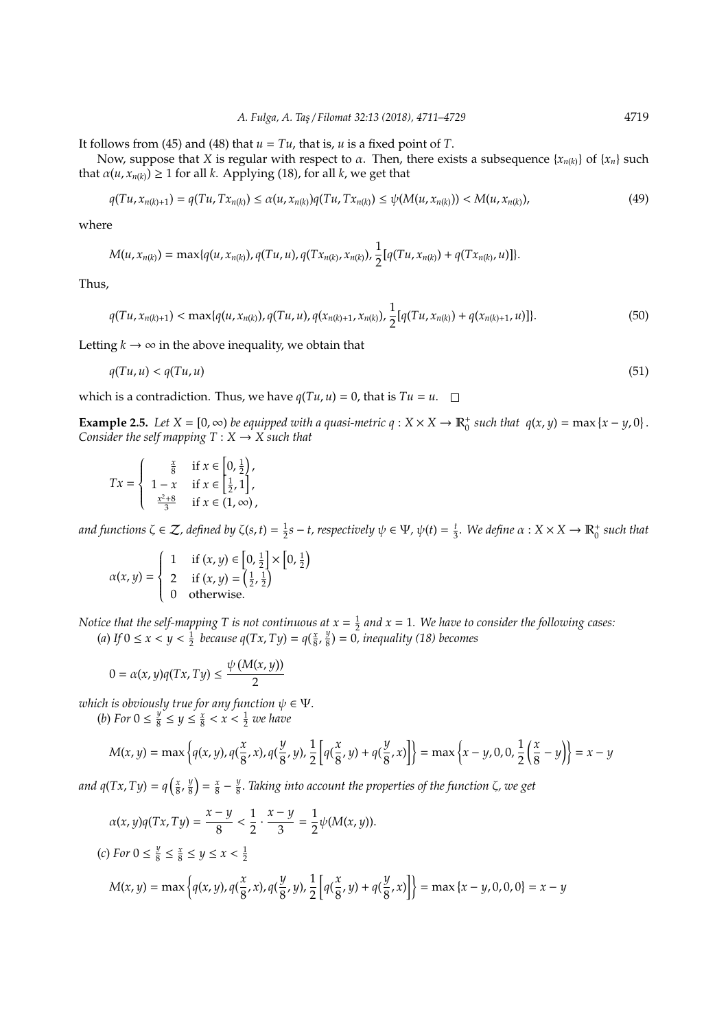It follows from (45) and (48) that $u = Tu$, that is, $u$ is a fixed point of $T$.

Now, suppose that $X$ is regular with respect to $\alpha$. Then, there exists a subsequence $\{x_{n(k)}\}$ of $\{x_n\}$ such that $\alpha(u, x_{n(k)}) \geq 1$ for all $k$. Applying (18), for all $k$, we get that

$$q(Tu, x_{n(k)+1}) = q(Tu, Tx_{n(k)}) \leq \alpha(u, x_{n(k)})q(Tu, Tx_{n(k)}) \leq \psi(M(u, x_{n(k)})) < M(u, x_{n(k)}), \tag{49}$$

where

$$M(u, x_{n(k)}) = \max\{q(u, x_{n(k)}), q(Tu, u), q(Tx_{n(k)}, x_{n(k)}), \frac{1}{2}[q(Tu, x_{n(k)}) + q(Tx_{n(k)}, u)]\}.$$

Thus,

$$q(Tu, x_{n(k)+1}) < \max\{q(u, x_{n(k)}), q(Tu, u), q(x_{n(k)+1}, x_{n(k)}), \frac{1}{2}[q(Tu, x_{n(k)}) + q(x_{n(k)+1}, u)]\}. \tag{50}$$

Letting $k \to \infty$ in the above inequality, we obtain that

$$q(Tu, u) < q(Tu, u) \tag{51}$$

which is a contradiction. Thus, we have $q(Tu, u) = 0$, that is $Tu = u$. □

**Example 2.5.** *Let $X = [0, \infty)$ be equipped with a quasi-metric $q : X \times X \to \mathbb{R}_0^+$ such that $q(x, y) = \max\{x - y, 0\}$. Consider the self mapping $T : X \to X$ such that*

$$Tx = \begin{cases} \frac{x}{8} & \text{if } x \in \left[0, \frac{1}{2}\right), \\ 1 - x & \text{if } x \in \left[\frac{1}{2}, 1\right], \\ \frac{x^2+8}{3} & \text{if } x \in (1, \infty), \end{cases}$$

*and functions $\zeta \in \mathcal{Z}$, defined by $\zeta(s, t) = \frac{1}{2}s - t$, respectively $\psi \in \Psi$, $\psi(t) = \frac{t}{3}$. We define $\alpha : X \times X \to \mathbb{R}_0^+$ such that*

$$\alpha(x, y) = \begin{cases} 1 & \text{if } (x, y) \in \left[0, \frac{1}{2}\right] \times \left[0, \frac{1}{2}\right) \\ 2 & \text{if } (x, y) = \left(\frac{1}{2}, \frac{1}{2}\right) \\ 0 & \text{otherwise.} \end{cases}$$

*Notice that the self-mapping $T$ is not continuous at $x = \frac{1}{2}$ and $x = 1$. We have to consider the following cases:*
*(a) If $0 \leq x < y < \frac{1}{2}$ because $q(Tx, Ty) = q(\frac{x}{8}, \frac{y}{8}) = 0$, inequality (18) becomes*

$$0 = \alpha(x, y)q(Tx, Ty) \leq \frac{\psi(M(x, y))}{2}$$

*which is obviously true for any function $\psi \in \Psi$.*
*(b) For $0 \leq \frac{y}{8} \leq y \leq \frac{x}{8} < x < \frac{1}{2}$ we have*

$$M(x, y) = \max\left\{q(x, y), q(\frac{x}{8}, x), q(\frac{y}{8}, y), \frac{1}{2}\left[q(\frac{x}{8}, y) + q(\frac{y}{8}, x)\right]\right\} = \max\left\{x - y, 0, 0, \frac{1}{2}\left(\frac{x}{8} - y\right)\right\} = x - y$$

*and $q(Tx, Ty) = q\left(\frac{x}{8}, \frac{y}{8}\right) = \frac{x}{8} - \frac{y}{8}$. Taking into account the properties of the function $\zeta$, we get*

$$\alpha(x, y)q(Tx, Ty) = \frac{x - y}{8} < \frac{1}{2} \cdot \frac{x - y}{3} = \frac{1}{2}\psi(M(x, y)).$$

*(c) For $0 \leq \frac{y}{8} \leq \frac{x}{8} \leq y \leq x < \frac{1}{2}$*

$$M(x, y) = \max\left\{q(x, y), q(\frac{x}{8}, x), q(\frac{y}{8}, y), \frac{1}{2}\left[q(\frac{x}{8}, y) + q(\frac{y}{8}, x)\right]\right\} = \max\{x - y, 0, 0, 0\} = x - y$$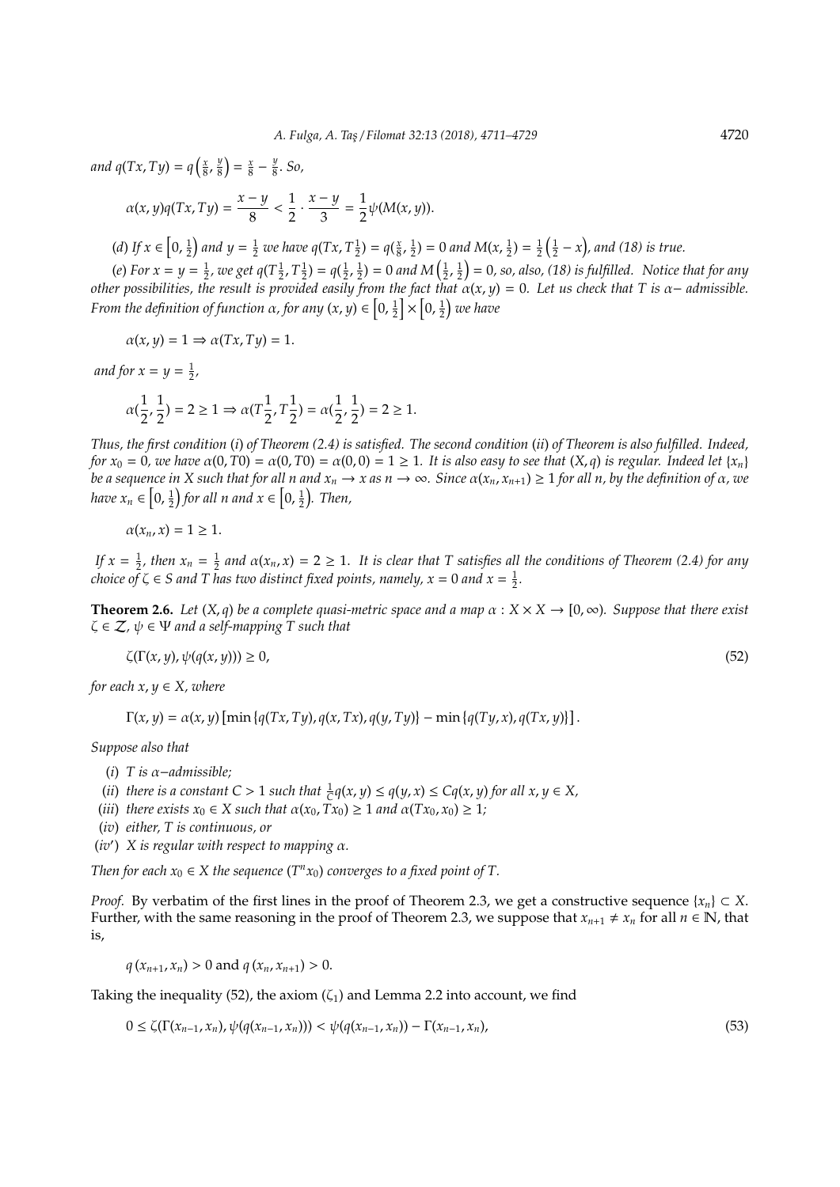*and* $q(Tx, Ty) = q\left(\frac{x}{8}, \frac{y}{8}\right) = \frac{x}{8} - \frac{y}{8}$. *So,*

$$\alpha(x, y)q(Tx, Ty) = \frac{x - y}{8} < \frac{1}{2} \cdot \frac{x - y}{3} = \frac{1}{2}\psi(M(x, y)).$$

(*d*) *If* $x \in \left[0, \frac{1}{2}\right)$ *and* $y = \frac{1}{2}$ *we have* $q(Tx, T\frac{1}{2}) = q(\frac{x}{8}, \frac{1}{2}) = 0$ *and* $M(x, \frac{1}{2}) = \frac{1}{2}\left(\frac{1}{2} - x\right)$*, and (18) is true.*

(*e*) *For* $x = y = \frac{1}{2}$*, we get* $q(T\frac{1}{2}, T\frac{1}{2}) = q(\frac{1}{2}, \frac{1}{2}) = 0$ *and* $M\left(\frac{1}{2}, \frac{1}{2}\right) = 0$*, so, also, (18) is fulfilled. Notice that for any other possibilities, the result is provided easily from the fact that* $\alpha(x, y) = 0$*. Let us check that* $T$ *is* $\alpha-$ *admissible. From the definition of function* $\alpha$*, for any* $(x, y) \in \left[0, \frac{1}{2}\right] \times \left[0, \frac{1}{2}\right)$ *we have*

$$\alpha(x, y) = 1 \Rightarrow \alpha(Tx, Ty) = 1.$$

*and for* $x = y = \frac{1}{2}$*,*

$$\alpha(\frac{1}{2}, \frac{1}{2}) = 2 \geq 1 \Rightarrow \alpha(T\frac{1}{2}, T\frac{1}{2}) = \alpha(\frac{1}{2}, \frac{1}{2}) = 2 \geq 1.$$

*Thus, the first condition* (*i*) *of Theorem (2.4) is satisfied. The second condition* (*ii*) *of Theorem is also fulfilled. Indeed, for* $x_0 = 0$*, we have* $\alpha(0, T0) = \alpha(0, T0) = \alpha(0, 0) = 1 \geq 1$*. It is also easy to see that* $(X, q)$ *is regular. Indeed let* $\{x_n\}$ *be a sequence in* $X$ *such that for all* $n$ *and* $x_n \to x$ *as* $n \to \infty$*. Since* $\alpha(x_n, x_{n+1}) \geq 1$ *for all* $n$*, by the definition of* $\alpha$*, we have* $x_n \in \left[0, \frac{1}{2}\right)$ *for all* $n$ *and* $x \in \left[0, \frac{1}{2}\right)$*. Then,*

$$\alpha(x_n, x) = 1 \geq 1.$$

*If* $x = \frac{1}{2}$*, then* $x_n = \frac{1}{2}$ *and* $\alpha(x_n, x) = 2 \geq 1$*. It is clear that* $T$ *satisfies all the conditions of Theorem (2.4) for any choice of* $\zeta \in S$ *and* $T$ *has two distinct fixed points, namely,* $x = 0$ *and* $x = \frac{1}{2}$*.*

**Theorem 2.6.** *Let* $(X, q)$ *be a complete quasi-metric space and a map* $\alpha : X \times X \to [0, \infty)$*. Suppose that there exist* $\zeta \in \mathcal{Z}$*,* $\psi \in \Psi$ *and a self-mapping* $T$ *such that*

$$\zeta(\Gamma(x, y), \psi(q(x, y))) \geq 0, \tag{52}$$

*for each* $x, y \in X$*, where*

$$\Gamma(x, y) = \alpha(x, y)\left[\min\{q(Tx, Ty), q(x, Tx), q(y, Ty)\} - \min\{q(Ty, x), q(Tx, y)\}\right].$$

*Suppose also that*

(*i*) $T$ *is* $\alpha-$*admissible;*
(*ii*) *there is a constant* $C > 1$ *such that* $\frac{1}{C}q(x, y) \leq q(y, x) \leq Cq(x, y)$ *for all* $x, y \in X$*,*
(*iii*) *there exists* $x_0 \in X$ *such that* $\alpha(x_0, Tx_0) \geq 1$ *and* $\alpha(Tx_0, x_0) \geq 1$*;*
(*iv*) *either,* $T$ *is continuous, or*
(*iv*′) $X$ *is regular with respect to mapping* $\alpha$*.*

*Then for each* $x_0 \in X$ *the sequence* $(T^n x_0)$ *converges to a fixed point of* $T$*.*

*Proof.* By verbatim of the first lines in the proof of Theorem 2.3, we get a constructive sequence $\{x_n\} \subset X$. Further, with the same reasoning in the proof of Theorem 2.3, we suppose that $x_{n+1} \neq x_n$ for all $n \in \mathbb{N}$, that is,

$$q(x_{n+1}, x_n) > 0 \text{ and } q(x_n, x_{n+1}) > 0.$$

Taking the inequality (52), the axiom $(\zeta_1)$ and Lemma 2.2 into account, we find

$$0 \leq \zeta(\Gamma(x_{n-1}, x_n), \psi(q(x_{n-1}, x_n))) < \psi(q(x_{n-1}, x_n)) - \Gamma(x_{n-1}, x_n), \tag{53}$$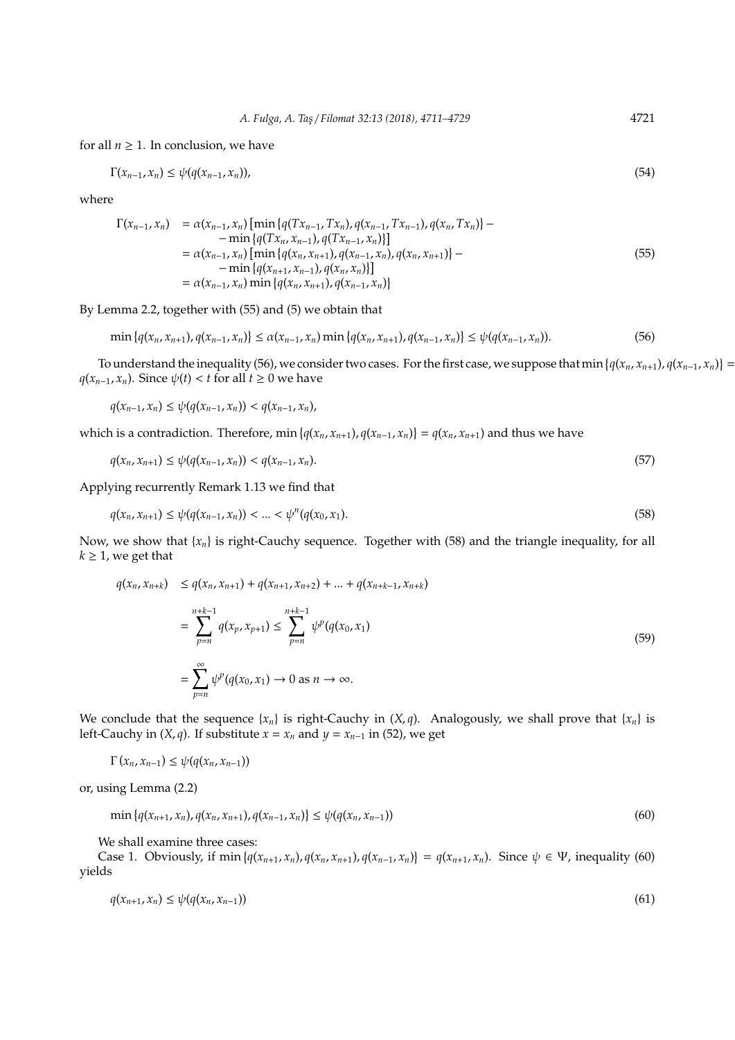for all $n \geq 1$. In conclusion, we have

$$\Gamma(x_{n-1}, x_n) \leq \psi(q(x_{n-1}, x_n)), \tag{54}$$

where

$$\begin{aligned}
\Gamma(x_{n-1}, x_n) &= \alpha(x_{n-1}, x_n)\left[\min\{q(Tx_{n-1}, Tx_n), q(x_{n-1}, Tx_{n-1}), q(x_n, Tx_n)\} - \right. \\
&\qquad \left. - \min\{q(Tx_n, x_{n-1}), q(Tx_{n-1}, x_n)\}\right] \\
&= \alpha(x_{n-1}, x_n)\left[\min\{q(x_n, x_{n+1}), q(x_{n-1}, x_n), q(x_n, x_{n+1})\} - \right. \\
&\qquad \left. - \min\{q(x_{n+1}, x_{n-1}), q(x_n, x_n)\}\right] \\
&= \alpha(x_{n-1}, x_n)\min\{q(x_n, x_{n+1}), q(x_{n-1}, x_n)\}
\end{aligned} \tag{55}$$

By Lemma 2.2, together with (55) and (5) we obtain that

$$\min\{q(x_n, x_{n+1}), q(x_{n-1}, x_n)\} \leq \alpha(x_{n-1}, x_n)\min\{q(x_n, x_{n+1}), q(x_{n-1}, x_n)\} \leq \psi(q(x_{n-1}, x_n)). \tag{56}$$

To understand the inequality (56), we consider two cases. For the first case, we suppose that $\min\{q(x_n, x_{n+1}), q(x_{n-1}, x_n)\} = q(x_{n-1}, x_n)$. Since $\psi(t) < t$ for all $t \geq 0$ we have

$$q(x_{n-1}, x_n) \leq \psi(q(x_{n-1}, x_n)) < q(x_{n-1}, x_n),$$

which is a contradiction. Therefore, $\min\{q(x_n, x_{n+1}), q(x_{n-1}, x_n)\} = q(x_n, x_{n+1})$ and thus we have

$$q(x_n, x_{n+1}) \leq \psi(q(x_{n-1}, x_n)) < q(x_{n-1}, x_n). \tag{57}$$

Applying recurrently Remark 1.13 we find that

$$q(x_n, x_{n+1}) \leq \psi(q(x_{n-1}, x_n)) < ... < \psi^n(q(x_0, x_1)). \tag{58}$$

Now, we show that $\{x_n\}$ is right-Cauchy sequence. Together with (58) and the triangle inequality, for all $k \geq 1$, we get that

$$\begin{aligned}
q(x_n, x_{n+k}) &\leq q(x_n, x_{n+1}) + q(x_{n+1}, x_{n+2}) + ... + q(x_{n+k-1}, x_{n+k}) \\
&= \sum_{p=n}^{n+k-1} q(x_p, x_{p+1}) \leq \sum_{p=n}^{n+k-1} \psi^p(q(x_0, x_1)) \\
&= \sum_{p=n}^{\infty} \psi^p(q(x_0, x_1)) \to 0 \text{ as } n \to \infty.
\end{aligned} \tag{59}$$

We conclude that the sequence $\{x_n\}$ is right-Cauchy in $(X, q)$. Analogously, we shall prove that $\{x_n\}$ is left-Cauchy in $(X, q)$. If substitute $x = x_n$ and $y = x_{n-1}$ in (52), we get

$$\Gamma(x_n, x_{n-1}) \leq \psi(q(x_n, x_{n-1}))$$

or, using Lemma (2.2)

$$\min\{q(x_{n+1}, x_n), q(x_n, x_{n+1}), q(x_{n-1}, x_n)\} \leq \psi(q(x_n, x_{n-1})) \tag{60}$$

We shall examine three cases:

Case 1. Obviously, if $\min\{q(x_{n+1}, x_n), q(x_n, x_{n+1}), q(x_{n-1}, x_n)\} = q(x_{n+1}, x_n)$. Since $\psi \in \Psi$, inequality (60) yields

$$q(x_{n+1}, x_n) \leq \psi(q(x_n, x_{n-1})) \tag{61}$$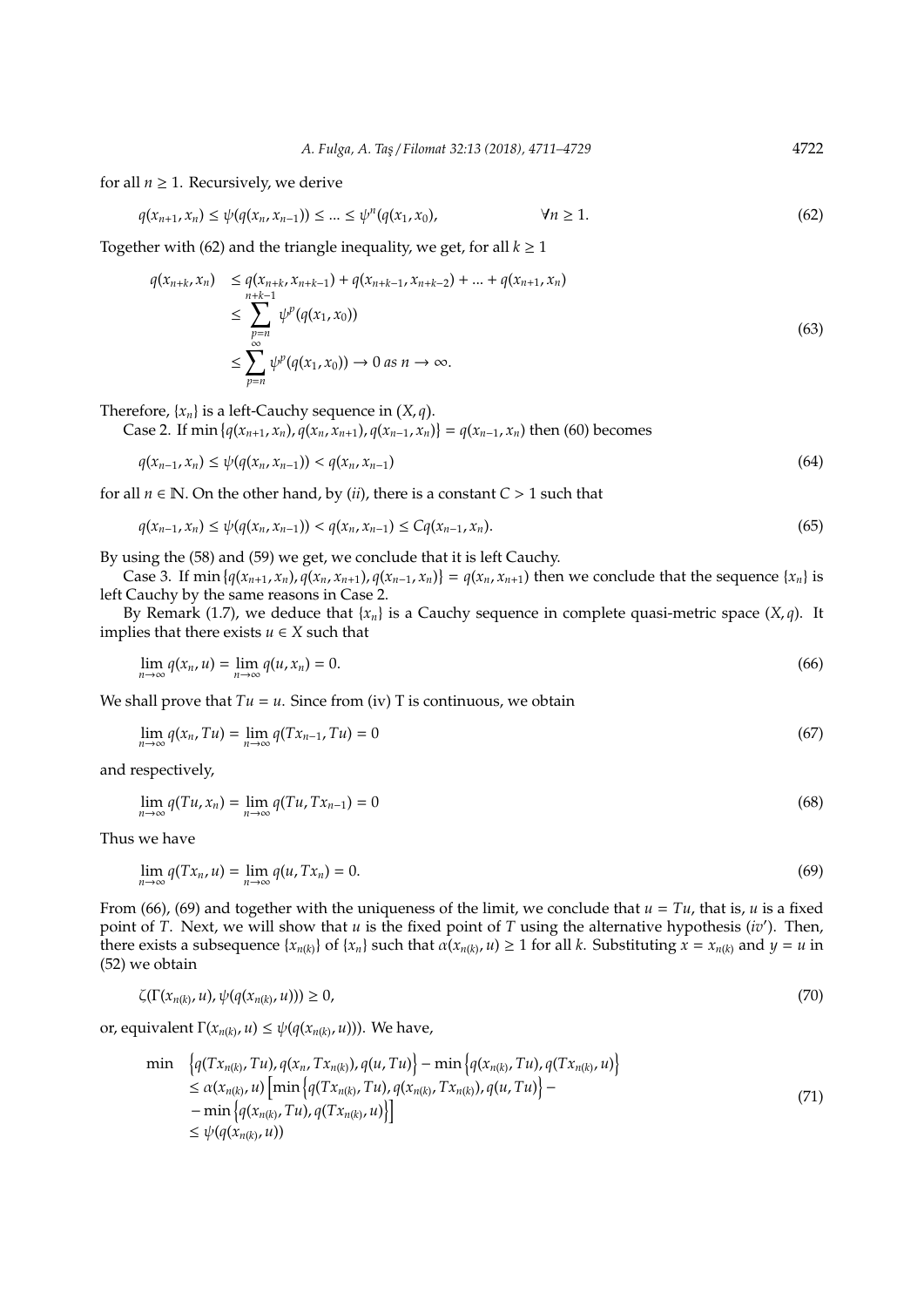for all $n \geq 1$. Recursively, we derive

$$q(x_{n+1}, x_n) \leq \psi(q(x_n, x_{n-1})) \leq ... \leq \psi^n(q(x_1, x_0)), \qquad \forall n \geq 1. \tag{62}$$

Together with (62) and the triangle inequality, we get, for all $k \geq 1$

$$\begin{aligned} q(x_{n+k}, x_n) &\leq q(x_{n+k}, x_{n+k-1}) + q(x_{n+k-1}, x_{n+k-2}) + ... + q(x_{n+1}, x_n) \\ &\leq \sum_{p=n}^{n+k-1} \psi^p(q(x_1, x_0)) \\ &\leq \sum_{p=n}^{\infty} \psi^p(q(x_1, x_0)) \to 0 \text{ as } n \to \infty. \end{aligned} \tag{63}$$

Therefore, $\{x_n\}$ is a left-Cauchy sequence in $(X, q)$.

Case 2. If $\min\{q(x_{n+1}, x_n), q(x_n, x_{n+1}), q(x_{n-1}, x_n)\} = q(x_{n-1}, x_n)$ then (60) becomes

$$q(x_{n-1}, x_n) \leq \psi(q(x_n, x_{n-1})) < q(x_n, x_{n-1}) \tag{64}$$

for all $n \in \mathbb{N}$. On the other hand, by $(ii)$, there is a constant $C > 1$ such that

$$q(x_{n-1}, x_n) \leq \psi(q(x_n, x_{n-1})) < q(x_n, x_{n-1}) \leq Cq(x_{n-1}, x_n). \tag{65}$$

By using the (58) and (59) we get, we conclude that it is left Cauchy.

Case 3. If $\min\{q(x_{n+1}, x_n), q(x_n, x_{n+1}), q(x_{n-1}, x_n)\} = q(x_n, x_{n+1})$ then we conclude that the sequence $\{x_n\}$ is left Cauchy by the same reasons in Case 2.

By Remark (1.7), we deduce that $\{x_n\}$ is a Cauchy sequence in complete quasi-metric space $(X, q)$. It implies that there exists $u \in X$ such that

$$\lim_{n\to\infty} q(x_n, u) = \lim_{n\to\infty} q(u, x_n) = 0. \tag{66}$$

We shall prove that $Tu = u$. Since from (iv) T is continuous, we obtain

$$\lim_{n\to\infty} q(x_n, Tu) = \lim_{n\to\infty} q(Tx_{n-1}, Tu) = 0 \tag{67}$$

and respectively,

$$\lim_{n\to\infty} q(Tu, x_n) = \lim_{n\to\infty} q(Tu, Tx_{n-1}) = 0 \tag{68}$$

Thus we have

$$\lim_{n\to\infty} q(Tx_n, u) = \lim_{n\to\infty} q(u, Tx_n) = 0. \tag{69}$$

From (66), (69) and together with the uniqueness of the limit, we conclude that $u = Tu$, that is, $u$ is a fixed point of $T$. Next, we will show that $u$ is the fixed point of $T$ using the alternative hypothesis $(iv')$. Then, there exists a subsequence $\{x_{n(k)}\}$ of $\{x_n\}$ such that $\alpha(x_{n(k)}, u) \geq 1$ for all $k$. Substituting $x = x_{n(k)}$ and $y = u$ in (52) we obtain

$$\zeta(\Gamma(x_{n(k)}, u), \psi(q(x_{n(k)}, u))) \geq 0, \tag{70}$$

or, equivalent $\Gamma(x_{n(k)}, u) \leq \psi(q(x_{n(k)}, u)))$. We have,

$$\begin{aligned} \min \ & \left\{q(Tx_{n(k)}, Tu), q(x_n, Tx_{n(k)}), q(u, Tu)\right\} - \min\left\{q(x_{n(k)}, Tu), q(Tx_{n(k)}, u)\right\} \\ &\leq \alpha(x_{n(k)}, u)\left[\min\left\{q(Tx_{n(k)}, Tu), q(x_{n(k)}, Tx_{n(k)}), q(u, Tu)\right\} - \right. \\ &\left. - \min\left\{q(x_{n(k)}, Tu), q(Tx_{n(k)}, u)\right\}\right] \\ &\leq \psi(q(x_{n(k)}, u)) \end{aligned} \tag{71}$$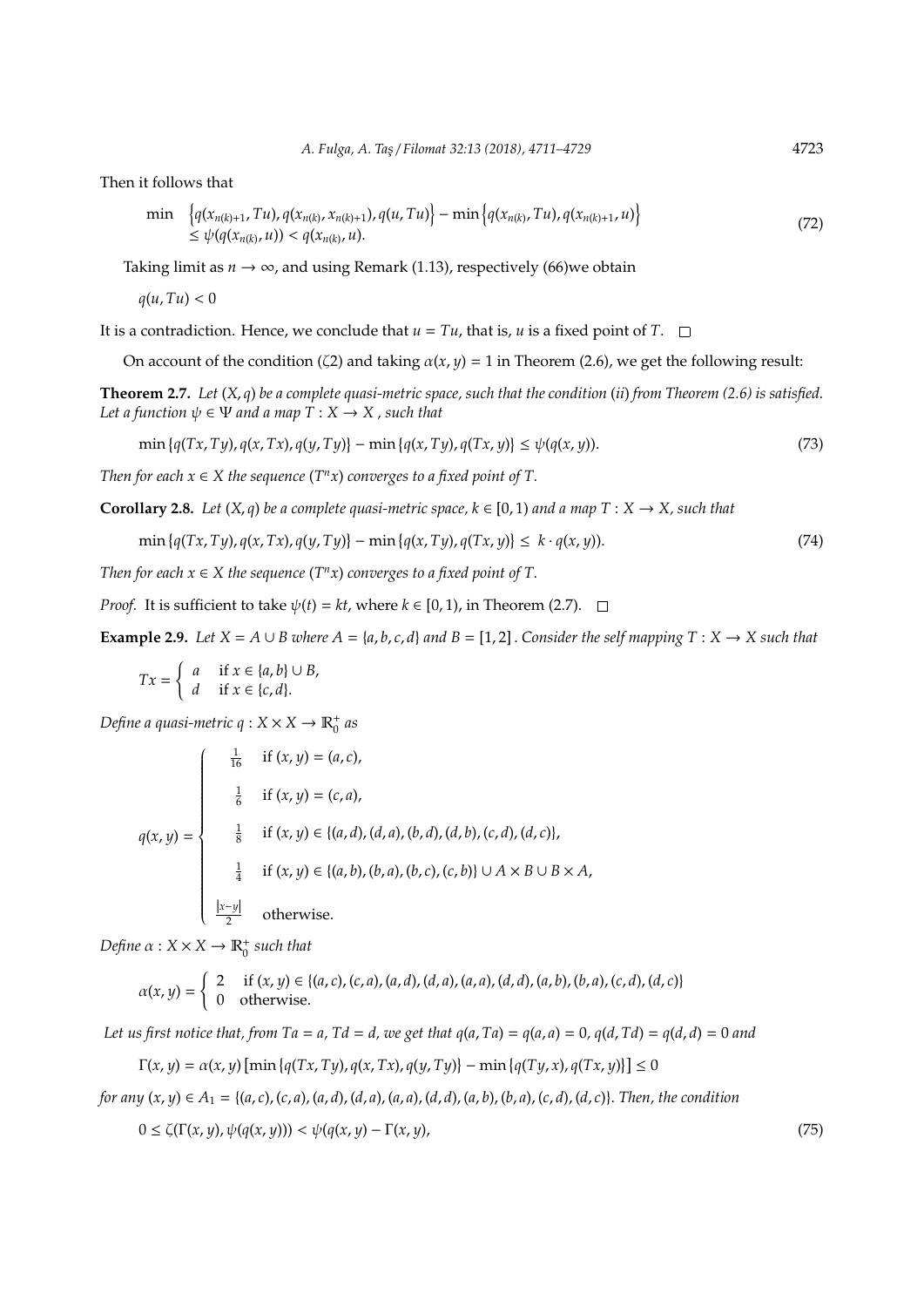Then it follows that

$$\min \left\{q(x_{n(k)+1}, Tu), q(x_{n(k)}, x_{n(k)+1}), q(u, Tu)\right\} - \min\left\{q(x_{n(k)}, Tu), q(x_{n(k)+1}, u)\right\} \leq \psi(q(x_{n(k)}, u)) < q(x_{n(k)}, u). \tag{72}$$

Taking limit as $n \to \infty$, and using Remark (1.13), respectively (66)we obtain

$$q(u, Tu) < 0$$

It is a contradiction. Hence, we conclude that $u = Tu$, that is, $u$ is a fixed point of $T$. □

On account of the condition ($\zeta 2$) and taking $\alpha(x, y) = 1$ in Theorem (2.6), we get the following result:

**Theorem 2.7.** *Let $(X, q)$ be a complete quasi-metric space, such that the condition $(ii)$ from Theorem (2.6) is satisfied. Let a function $\psi \in \Psi$ and a map $T : X \to X$ , such that*

$$\min\{q(Tx, Ty), q(x, Tx), q(y, Ty)\} - \min\{q(x, Ty), q(Tx, y)\} \leq \psi(q(x, y)). \tag{73}$$

*Then for each $x \in X$ the sequence $(T^n x)$ converges to a fixed point of $T$.*

**Corollary 2.8.** *Let $(X, q)$ be a complete quasi-metric space, $k \in [0, 1)$ and a map $T : X \to X$, such that*

$$\min\{q(Tx, Ty), q(x, Tx), q(y, Ty)\} - \min\{q(x, Ty), q(Tx, y)\} \leq k \cdot q(x, y)). \tag{74}$$

*Then for each $x \in X$ the sequence $(T^n x)$ converges to a fixed point of $T$.*

*Proof.* It is sufficient to take $\psi(t) = kt$, where $k \in [0, 1)$, in Theorem (2.7). □

**Example 2.9.** *Let $X = A \cup B$ where $A = \{a, b, c, d\}$ and $B = [1, 2]$ . Consider the self mapping $T : X \to X$ such that*

$$Tx = \begin{cases} a & \text{if } x \in \{a, b\} \cup B, \\ d & \text{if } x \in \{c, d\}. \end{cases}$$

*Define a quasi-metric $q : X \times X \to \mathbb{R}_0^+$ as*

$$q(x, y) = \begin{cases} \frac{1}{16} & \text{if } (x, y) = (a, c), \\ \frac{1}{6} & \text{if } (x, y) = (c, a), \\ \frac{1}{8} & \text{if } (x, y) \in \{(a, d), (d, a), (b, d), (d, b), (c, d), (d, c)\}, \\ \frac{1}{4} & \text{if } (x, y) \in \{(a, b), (b, a), (b, c), (c, b)\} \cup A \times B \cup B \times A, \\ \frac{|x-y|}{2} & \text{otherwise.} \end{cases}$$

*Define $\alpha : X \times X \to \mathbb{R}_0^+$ such that*

$$\alpha(x, y) = \begin{cases} 2 & \text{if } (x, y) \in \{(a, c), (c, a), (a, d), (d, a), (a, a), (d, d), (a, b), (b, a), (c, d), (d, c)\} \\ 0 & \text{otherwise.} \end{cases}$$

*Let us first notice that, from $Ta = a$, $Td = d$, we get that $q(a, Ta) = q(a, a) = 0$, $q(d, Td) = q(d, d) = 0$ and*

$$\Gamma(x, y) = \alpha(x, y)\left[\min\{q(Tx, Ty), q(x, Tx), q(y, Ty)\} - \min\{q(Ty, x), q(Tx, y)\}\right] \leq 0$$

*for any $(x, y) \in A_1 = \{(a, c), (c, a), (a, d), (d, a), (a, a), (d, d), (a, b), (b, a), (c, d), (d, c)\}$. Then, the condition*

$$0 \leq \zeta(\Gamma(x, y), \psi(q(x, y))) < \psi(q(x, y) - \Gamma(x, y), \tag{75}$$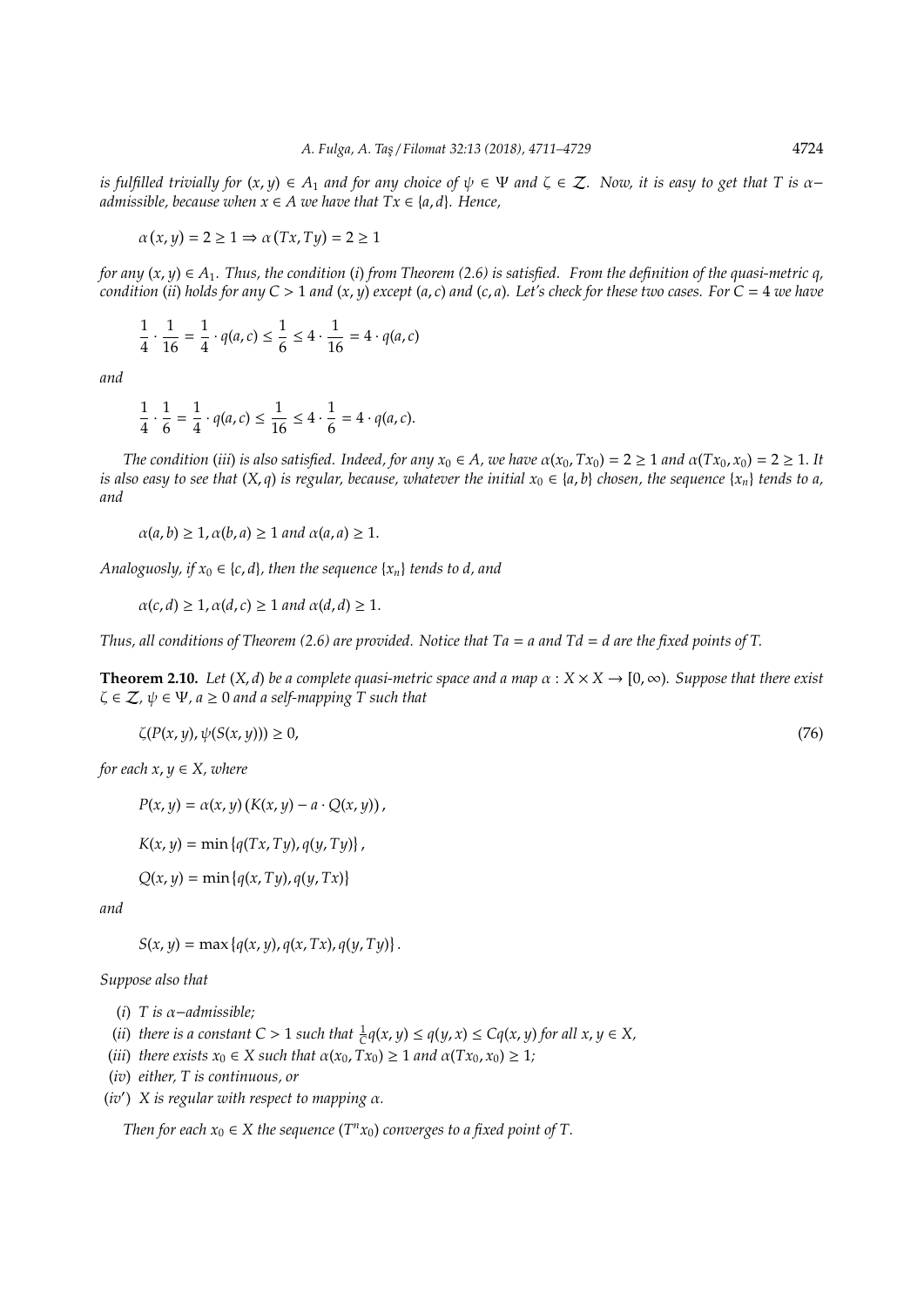*is fulfilled trivially for $(x, y) \in A_1$ and for any choice of $\psi \in \Psi$ and $\zeta \in \mathcal{Z}$. Now, it is easy to get that $T$ is $\alpha-$ admissible, because when $x \in A$ we have that $Tx \in \{a, d\}$. Hence,*

$$\alpha(x, y) = 2 \geq 1 \Rightarrow \alpha(Tx, Ty) = 2 \geq 1$$

*for any $(x, y) \in A_1$. Thus, the condition $(i)$ from Theorem (2.6) is satisfied. From the definition of the quasi-metric $q$, condition $(ii)$ holds for any $C > 1$ and $(x, y)$ except $(a, c)$ and $(c, a)$. Let's check for these two cases. For $C = 4$ we have*

$$\frac{1}{4} \cdot \frac{1}{16} = \frac{1}{4} \cdot q(a, c) \leq \frac{1}{6} \leq 4 \cdot \frac{1}{16} = 4 \cdot q(a, c)$$

*and*

$$\frac{1}{4} \cdot \frac{1}{6} = \frac{1}{4} \cdot q(a, c) \leq \frac{1}{16} \leq 4 \cdot \frac{1}{6} = 4 \cdot q(a, c).$$

*The condition $(iii)$ is also satisfied. Indeed, for any $x_0 \in A$, we have $\alpha(x_0, Tx_0) = 2 \geq 1$ and $\alpha(Tx_0, x_0) = 2 \geq 1$. It is also easy to see that $(X, q)$ is regular, because, whatever the initial $x_0 \in \{a, b\}$ chosen, the sequence $\{x_n\}$ tends to $a$, and*

$$\alpha(a, b) \geq 1, \alpha(b, a) \geq 1 \text{ and } \alpha(a, a) \geq 1.$$

*Analoguosly, if $x_0 \in \{c, d\}$, then the sequence $\{x_n\}$ tends to $d$, and*

$$\alpha(c, d) \geq 1, \alpha(d, c) \geq 1 \text{ and } \alpha(d, d) \geq 1.$$

*Thus, all conditions of Theorem (2.6) are provided. Notice that $Ta = a$ and $Td = d$ are the fixed points of $T$.*

**Theorem 2.10.** *Let $(X, d)$ be a complete quasi-metric space and a map $\alpha : X \times X \to [0, \infty)$. Suppose that there exist $\zeta \in \mathcal{Z}$, $\psi \in \Psi$, $a \geq 0$ and a self-mapping $T$ such that*

$$\zeta(P(x, y), \psi(S(x, y))) \geq 0, \tag{76}$$

*for each $x, y \in X$, where*

$$P(x, y) = \alpha(x, y)(K(x, y) - a \cdot Q(x, y)),$$

$$K(x, y) = \min\{q(Tx, Ty), q(y, Ty)\},$$

$$Q(x, y) = \min\{q(x, Ty), q(y, Tx)\}$$

*and*

$$S(x, y) = \max\{q(x, y), q(x, Tx), q(y, Ty)\}.$$

*Suppose also that*

- $(i)$ *$T$ is $\alpha-$admissible;*
- $(ii)$ *there is a constant $C > 1$ such that $\frac{1}{C}q(x, y) \leq q(y, x) \leq Cq(x, y)$ for all $x, y \in X$,*
- $(iii)$ *there exists $x_0 \in X$ such that $\alpha(x_0, Tx_0) \geq 1$ and $\alpha(Tx_0, x_0) \geq 1$;*
- $(iv)$ *either, $T$ is continuous, or*
- $(iv')$ *$X$ is regular with respect to mapping $\alpha$.*

*Then for each $x_0 \in X$ the sequence $(T^n x_0)$ converges to a fixed point of $T$.*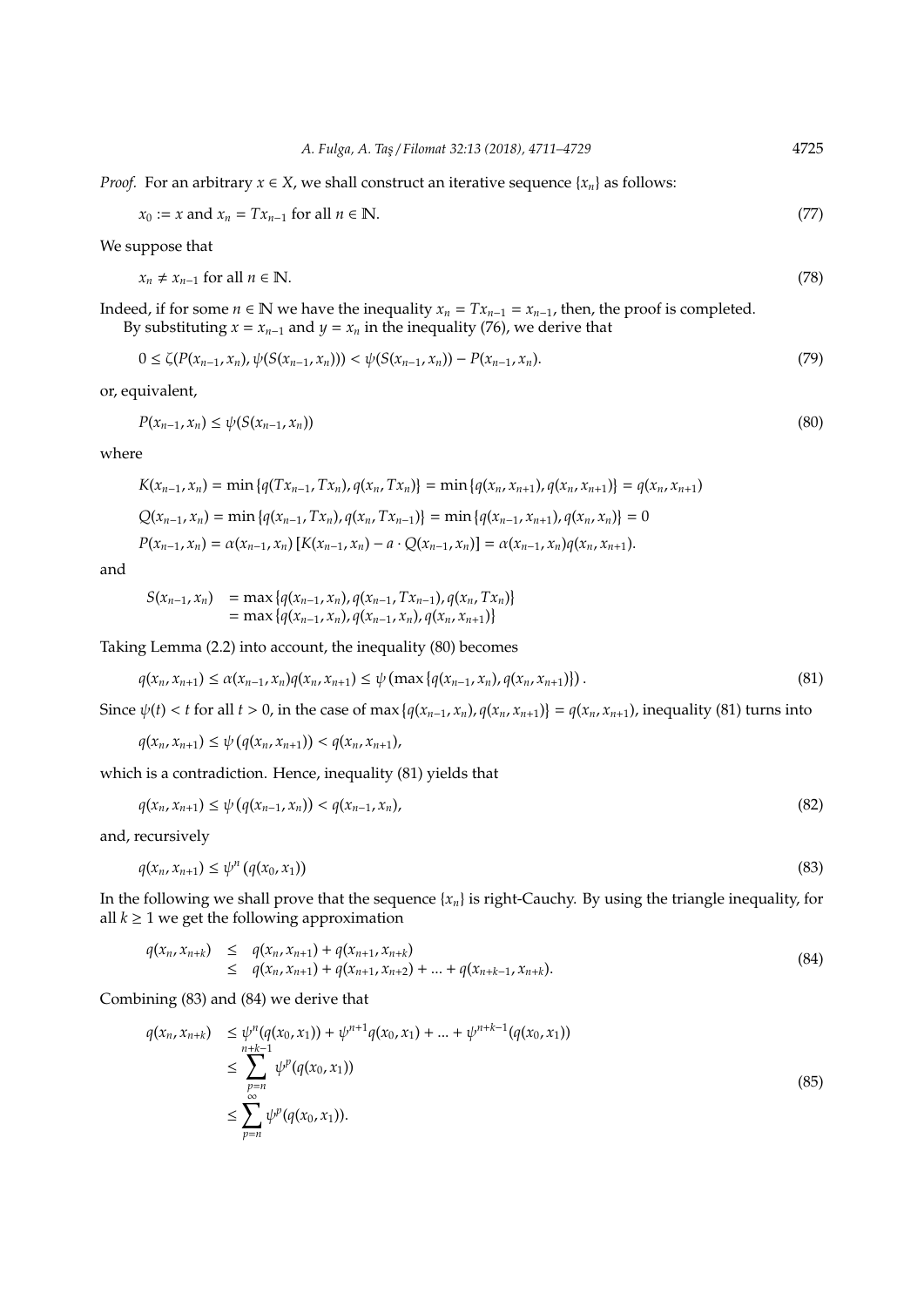*Proof.* For an arbitrary $x \in X$, we shall construct an iterative sequence $\{x_n\}$ as follows:

$$x_0 := x \text{ and } x_n = Tx_{n-1} \text{ for all } n \in \mathbb{N}. \tag{77}$$

We suppose that

$$x_n \neq x_{n-1} \text{ for all } n \in \mathbb{N}. \tag{78}$$

Indeed, if for some $n \in \mathbb{N}$ we have the inequality $x_n = Tx_{n-1} = x_{n-1}$, then, the proof is completed.

By substituting $x = x_{n-1}$ and $y = x_n$ in the inequality (76), we derive that

$$0 \leq \zeta(P(x_{n-1}, x_n), \psi(S(x_{n-1}, x_n))) < \psi(S(x_{n-1}, x_n)) - P(x_{n-1}, x_n). \tag{79}$$

or, equivalent,

$$P(x_{n-1}, x_n) \leq \psi(S(x_{n-1}, x_n)) \tag{80}$$

where

$$K(x_{n-1}, x_n) = \min\{q(Tx_{n-1}, Tx_n), q(x_n, Tx_n)\} = \min\{q(x_n, x_{n+1}), q(x_n, x_{n+1})\} = q(x_n, x_{n+1})$$

$$Q(x_{n-1}, x_n) = \min\{q(x_{n-1}, Tx_n), q(x_n, Tx_{n-1})\} = \min\{q(x_{n-1}, x_{n+1}), q(x_n, x_n)\} = 0$$

$$P(x_{n-1}, x_n) = \alpha(x_{n-1}, x_n)\left[K(x_{n-1}, x_n) - a \cdot Q(x_{n-1}, x_n)\right] = \alpha(x_{n-1}, x_n) q(x_n, x_{n+1}).$$

and

$$\begin{aligned} S(x_{n-1}, x_n) &= \max\{q(x_{n-1}, x_n), q(x_{n-1}, Tx_{n-1}), q(x_n, Tx_n)\} \\ &= \max\{q(x_{n-1}, x_n), q(x_{n-1}, x_n), q(x_n, x_{n+1})\} \end{aligned}$$

Taking Lemma (2.2) into account, the inequality (80) becomes

$$q(x_n, x_{n+1}) \leq \alpha(x_{n-1}, x_n) q(x_n, x_{n+1}) \leq \psi\left(\max\{q(x_{n-1}, x_n), q(x_n, x_{n+1})\}\right). \tag{81}$$

Since $\psi(t) < t$ for all $t > 0$, in the case of $\max\{q(x_{n-1}, x_n), q(x_n, x_{n+1})\} = q(x_n, x_{n+1})$, inequality (81) turns into

$$q(x_n, x_{n+1}) \leq \psi\left(q(x_n, x_{n+1})\right) < q(x_n, x_{n+1}),$$

which is a contradiction. Hence, inequality (81) yields that

$$q(x_n, x_{n+1}) \leq \psi\left(q(x_{n-1}, x_n)\right) < q(x_{n-1}, x_n), \tag{82}$$

and, recursively

$$q(x_n, x_{n+1}) \leq \psi^n\left(q(x_0, x_1)\right) \tag{83}$$

In the following we shall prove that the sequence $\{x_n\}$ is right-Cauchy. By using the triangle inequality, for all $k \geq 1$ we get the following approximation

$$\begin{aligned} q(x_n, x_{n+k}) &\leq q(x_n, x_{n+1}) + q(x_{n+1}, x_{n+k}) \\ &\leq q(x_n, x_{n+1}) + q(x_{n+1}, x_{n+2}) + \ldots + q(x_{n+k-1}, x_{n+k}). \end{aligned} \tag{84}$$

Combining (83) and (84) we derive that

$$\begin{aligned} q(x_n, x_{n+k}) &\leq \psi^n(q(x_0, x_1)) + \psi^{n+1} q(x_0, x_1) + \ldots + \psi^{n+k-1}(q(x_0, x_1)) \\ &\leq \sum_{p=n}^{n+k-1} \psi^p(q(x_0, x_1)) \\ &\leq \sum_{p=n}^{\infty} \psi^p(q(x_0, x_1)). \end{aligned} \tag{85}$$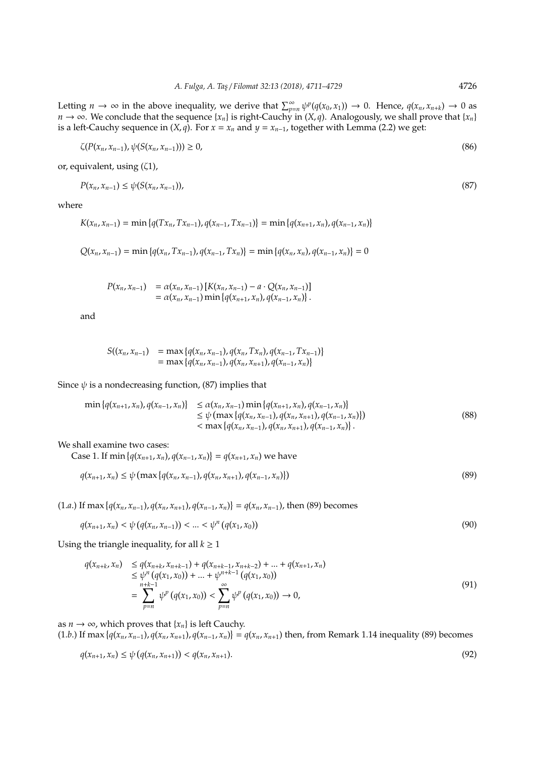Letting $n \to \infty$ in the above inequality, we derive that $\sum_{p=n}^{\infty} \psi^p(q(x_0, x_1)) \to 0$. Hence, $q(x_n, x_{n+k}) \to 0$ as $n \to \infty$. We conclude that the sequence $\{x_n\}$ is right-Cauchy in $(X, q)$. Analogously, we shall prove that $\{x_n\}$ is a left-Cauchy sequence in $(X, q)$. For $x = x_n$ and $y = x_{n-1}$, together with Lemma (2.2) we get:

$$\zeta(P(x_n, x_{n-1}), \psi(S(x_n, x_{n-1}))) \geq 0, \tag{86}$$

or, equivalent, using ($\zeta$1),

$$P(x_n, x_{n-1}) \leq \psi(S(x_n, x_{n-1})), \tag{87}$$

where

$$K(x_n, x_{n-1}) = \min\{q(Tx_n, Tx_{n-1}), q(x_{n-1}, Tx_{n-1})\} = \min\{q(x_{n+1}, x_n), q(x_{n-1}, x_n)\}$$

$$Q(x_n, x_{n-1}) = \min\{q(x_n, Tx_{n-1}), q(x_{n-1}, Tx_n)\} = \min\{q(x_n, x_n), q(x_{n-1}, x_n)\} = 0$$

$$\begin{aligned} P(x_n, x_{n-1}) &= \alpha(x_n, x_{n-1})\left[K(x_n, x_{n-1}) - a \cdot Q(x_n, x_{n-1})\right] \\ &= \alpha(x_n, x_{n-1}) \min\{q(x_{n+1}, x_n), q(x_{n-1}, x_n)\}. \end{aligned}$$

and

$$\begin{aligned} S((x_n, x_{n-1}) &= \max\{q(x_n, x_{n-1}), q(x_n, Tx_n), q(x_{n-1}, Tx_{n-1})\} \\ &= \max\{q(x_n, x_{n-1}), q(x_n, x_{n+1}), q(x_{n-1}, x_n)\} \end{aligned}$$

Since $\psi$ is a nondecreasing function, (87) implies that

$$\begin{aligned} \min\{q(x_{n+1}, x_n), q(x_{n-1}, x_n)\} &\leq \alpha(x_n, x_{n-1}) \min\{q(x_{n+1}, x_n), q(x_{n-1}, x_n)\} \\ &\leq \psi\left(\max\{q(x_n, x_{n-1}), q(x_n, x_{n+1}), q(x_{n-1}, x_n)\}\right) \\ &< \max\{q(x_n, x_{n-1}), q(x_n, x_{n+1}), q(x_{n-1}, x_n)\}. \end{aligned} \tag{88}$$

We shall examine two cases:

Case 1. If $\min\{q(x_{n+1}, x_n), q(x_{n-1}, x_n)\} = q(x_{n+1}, x_n)$ we have

$$q(x_{n+1}, x_n) \leq \psi\left(\max\{q(x_n, x_{n-1}), q(x_n, x_{n+1}), q(x_{n-1}, x_n)\}\right) \tag{89}$$

(1.*a*.) If $\max\{q(x_n, x_{n-1}), q(x_n, x_{n+1}), q(x_{n-1}, x_n)\} = q(x_n, x_{n-1})$, then (89) becomes

$$q(x_{n+1}, x_n) < \psi\left(q(x_n, x_{n-1})\right) < \ldots < \psi^n\left(q(x_1, x_0)\right) \tag{90}$$

Using the triangle inequality, for all $k \geq 1$

$$\begin{aligned} q(x_{n+k}, x_n) &\leq q(x_{n+k}, x_{n+k-1}) + q(x_{n+k-1}, x_{n+k-2}) + \ldots + q(x_{n+1}, x_n) \\ &\leq \psi^n\left(q(x_1, x_0)\right) + \ldots + \psi^{n+k-1}\left(q(x_1, x_0)\right) \\ &= \sum_{p=n}^{n+k-1} \psi^p\left(q(x_1, x_0)\right) < \sum_{p=n}^{\infty} \psi^p\left(q(x_1, x_0)\right) \to 0, \end{aligned} \tag{91}$$

as $n \to \infty$, which proves that $\{x_n\}$ is left Cauchy.

(1.*b*.) If $\max\{q(x_n, x_{n-1}), q(x_n, x_{n+1}), q(x_{n-1}, x_n)\} = q(x_n, x_{n+1})$ then, from Remark 1.14 inequality (89) becomes

$$q(x_{n+1}, x_n) \leq \psi\left(q(x_n, x_{n+1})\right) < q(x_n, x_{n+1}). \tag{92}$$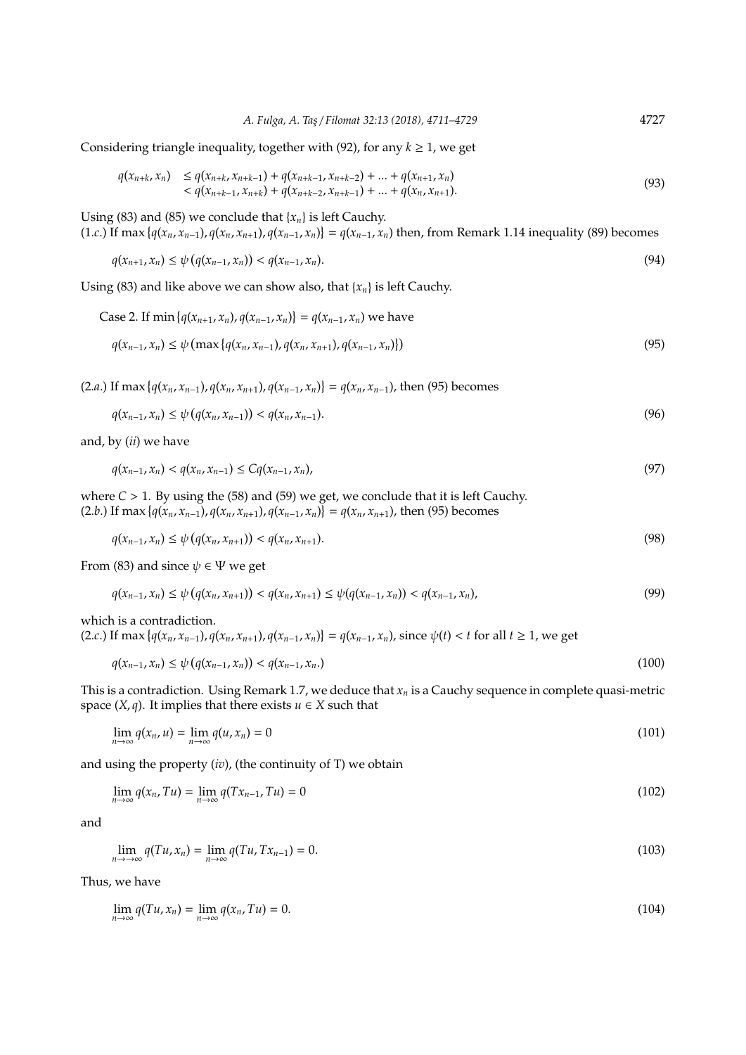Considering triangle inequality, together with (92), for any $k \geq 1$, we get

$$
\begin{aligned}
q(x_{n+k}, x_n) &\leq q(x_{n+k}, x_{n+k-1}) + q(x_{n+k-1}, x_{n+k-2}) + ... + q(x_{n+1}, x_n) \\
&< q(x_{n+k-1}, x_{n+k}) + q(x_{n+k-2}, x_{n+k-1}) + ... + q(x_n, x_{n+1}).
\end{aligned}
\tag{93}
$$

Using (83) and (85) we conclude that $\{x_n\}$ is left Cauchy.

(1.*c*.) If $\max\{q(x_n, x_{n-1}), q(x_n, x_{n+1}), q(x_{n-1}, x_n)\} = q(x_{n-1}, x_n)$ then, from Remark 1.14 inequality (89) becomes

$$
q(x_{n+1}, x_n) \leq \psi(q(x_{n-1}, x_n)) < q(x_{n-1}, x_n). \tag{94}
$$

Using (83) and like above we can show also, that $\{x_n\}$ is left Cauchy.

Case 2. If $\min\{q(x_{n+1}, x_n), q(x_{n-1}, x_n)\} = q(x_{n-1}, x_n)$ we have

$$
q(x_{n-1}, x_n) \leq \psi(\max\{q(x_n, x_{n-1}), q(x_n, x_{n+1}), q(x_{n-1}, x_n)\}) \tag{95}
$$

(2.*a*.) If $\max\{q(x_n, x_{n-1}), q(x_n, x_{n+1}), q(x_{n-1}, x_n)\} = q(x_n, x_{n-1})$, then (95) becomes

$$
q(x_{n-1}, x_n) \leq \psi(q(x_n, x_{n-1})) < q(x_n, x_{n-1}). \tag{96}
$$

and, by (*ii*) we have

$$
q(x_{n-1}, x_n) < q(x_n, x_{n-1}) \leq Cq(x_{n-1}, x_n), \tag{97}
$$

where $C > 1$. By using the (58) and (59) we get, we conclude that it is left Cauchy.

(2.*b*.) If $\max\{q(x_n, x_{n-1}), q(x_n, x_{n+1}), q(x_{n-1}, x_n)\} = q(x_n, x_{n+1})$, then (95) becomes

$$
q(x_{n-1}, x_n) \leq \psi(q(x_n, x_{n+1})) < q(x_n, x_{n+1}). \tag{98}
$$

From (83) and since $\psi \in \Psi$ we get

$$
q(x_{n-1}, x_n) \leq \psi(q(x_n, x_{n+1})) < q(x_n, x_{n+1}) \leq \psi(q(x_{n-1}, x_n)) < q(x_{n-1}, x_n), \tag{99}
$$

which is a contradiction.

(2.*c*.) If $\max\{q(x_n, x_{n-1}), q(x_n, x_{n+1}), q(x_{n-1}, x_n)\} = q(x_{n-1}, x_n)$, since $\psi(t) < t$ for all $t \geq 1$, we get

$$
q(x_{n-1}, x_n) \leq \psi(q(x_{n-1}, x_n)) < q(x_{n-1}, x_n.) \tag{100}
$$

This is a contradiction. Using Remark 1.7, we deduce that $x_n$ is a Cauchy sequence in complete quasi-metric space $(X, q)$. It implies that there exists $u \in X$ such that

$$
\lim_{n\to\infty} q(x_n, u) = \lim_{n\to\infty} q(u, x_n) = 0 \tag{101}
$$

and using the property (*iv*), (the continuity of T) we obtain

$$
\lim_{n\to\infty} q(x_n, Tu) = \lim_{n\to\infty} q(Tx_{n-1}, Tu) = 0 \tag{102}
$$

and

$$
\lim_{n\to\to\infty} q(Tu, x_n) = \lim_{n\to\infty} q(Tu, Tx_{n-1}) = 0. \tag{103}
$$

Thus, we have

$$
\lim_{n\to\infty} q(Tu, x_n) = \lim_{n\to\infty} q(x_n, Tu) = 0. \tag{104}
$$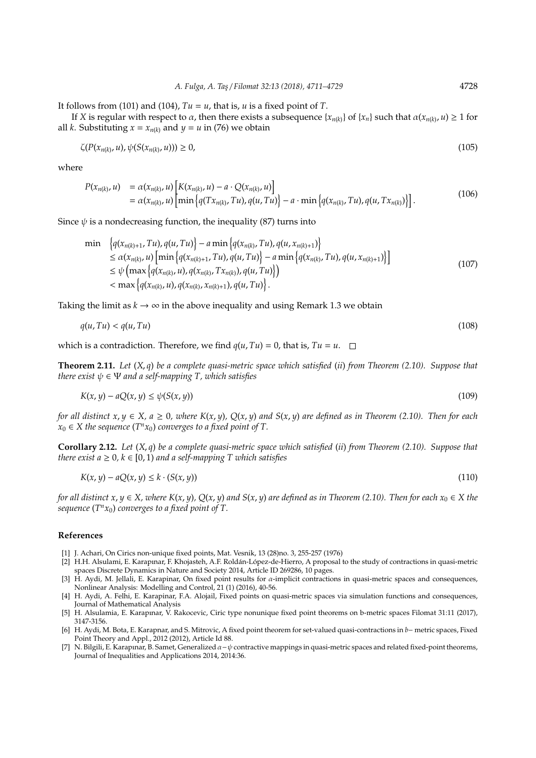It follows from (101) and (104), $Tu = u$, that is, $u$ is a fixed point of $T$.

If $X$ is regular with respect to $\alpha$, then there exists a subsequence $\{x_{n(k)}\}$ of $\{x_n\}$ such that $\alpha(x_{n(k)}, u) \geq 1$ for all $k$. Substituting $x = x_{n(k)}$ and $y = u$ in (76) we obtain

$$\zeta(P(x_{n(k)}, u), \psi(S(x_{n(k)}, u))) \geq 0, \tag{105}$$

where

$$\begin{aligned} P(x_{n(k)}, u) &= \alpha(x_{n(k)}, u)\left[K(x_{n(k)}, u) - a \cdot Q(x_{n(k)}, u)\right] \\ &= \alpha(x_{n(k)}, u)\left[\min\left\{q(Tx_{n(k)}, Tu), q(u, Tu)\right\} - a \cdot \min\left\{q(x_{n(k)}, Tu), q(u, Tx_{n(k)})\right\}\right]. \end{aligned} \tag{106}$$

Since $\psi$ is a nondecreasing function, the inequality (87) turns into

$$\begin{aligned} \min \ & \left\{q(x_{n(k)+1}, Tu), q(u, Tu)\right\} - a \min\left\{q(x_{n(k)}, Tu), q(u, x_{n(k)+1})\right\} \\ & \leq \alpha(x_{n(k)}, u)\left[\min\left\{q(x_{n(k)+1}, Tu), q(u, Tu)\right\} - a \min\left\{q(x_{n(k)}, Tu), q(u, x_{n(k)+1})\right\}\right] \\ & \leq \psi\left(\max\left\{q(x_{n(k)}, u), q(x_{n(k)}, Tx_{n(k)}), q(u, Tu)\right\}\right) \\ & < \max\left\{q(x_{n(k)}, u), q(x_{n(k)}, x_{n(k)+1}), q(u, Tu)\right\}. \end{aligned} \tag{107}$$

Taking the limit as $k \to \infty$ in the above inequality and using Remark 1.3 we obtain

$$q(u, Tu) < q(u, Tu) \tag{108}$$

which is a contradiction. Therefore, we find $q(u, Tu) = 0$, that is, $Tu = u$. □

**Theorem 2.11.** *Let $(X, q)$ be a complete quasi-metric space which satisfied (ii) from Theorem (2.10). Suppose that there exist $\psi \in \Psi$ and a self-mapping $T$, which satisfies*

$$K(x, y) - aQ(x, y) \leq \psi(S(x, y)) \tag{109}$$

*for all distinct $x, y \in X$, $a \geq 0$, where $K(x, y)$, $Q(x, y)$ and $S(x, y)$ are defined as in Theorem (2.10). Then for each $x_0 \in X$ the sequence $(T^n x_0)$ converges to a fixed point of $T$.*

**Corollary 2.12.** *Let $(X, q)$ be a complete quasi-metric space which satisfied (ii) from Theorem (2.10). Suppose that there exist $a \geq 0$, $k \in [0, 1)$ and a self-mapping $T$ which satisfies*

$$K(x, y) - aQ(x, y) \leq k \cdot (S(x, y)) \tag{110}$$

*for all distinct $x, y \in X$, where $K(x, y)$, $Q(x, y)$ and $S(x, y)$ are defined as in Theorem (2.10). Then for each $x_0 \in X$ the sequence $(T^n x_0)$ converges to a fixed point of $T$.*

## References

[1] J. Achari, On Cirics non-unique fixed points, Mat. Vesnik, 13 (28)no. 3, 255-257 (1976)

[2] H.H. Alsulami, E. Karapınar, F. Khojasteh, A.F. Roldán-López-de-Hierro, A proposal to the study of contractions in quasi-metric spaces Discrete Dynamics in Nature and Society 2014, Article ID 269286, 10 pages.

[3] H. Aydi, M. Jellali, E. Karapinar, On fixed point results for $\alpha$-implicit contractions in quasi-metric spaces and consequences, Nonlinear Analysis: Modelling and Control, 21 (1) (2016), 40-56.

[4] H. Aydi, A. Felhi, E. Karapinar, F.A. Alojail, Fixed points on quasi-metric spaces via simulation functions and consequences, Journal of Mathematical Analysis

[5] H. Alsulamia, E. Karapınar, V. Rakocevic, Ciric type nonunique fixed point theorems on b-metric spaces Filomat 31:11 (2017), 3147-3156.

[6] H. Aydi, M. Bota, E. Karapnar, and S. Mitrovic, A fixed point theorem for set-valued quasi-contractions in $b-$ metric spaces, Fixed Point Theory and Appl., 2012 (2012), Article Id 88.

[7] N. Bilgili, E. Karapınar, B. Samet, Generalized $\alpha-\psi$ contractive mappings in quasi-metric spaces and related fixed-point theorems, Journal of Inequalities and Applications 2014, 2014:36.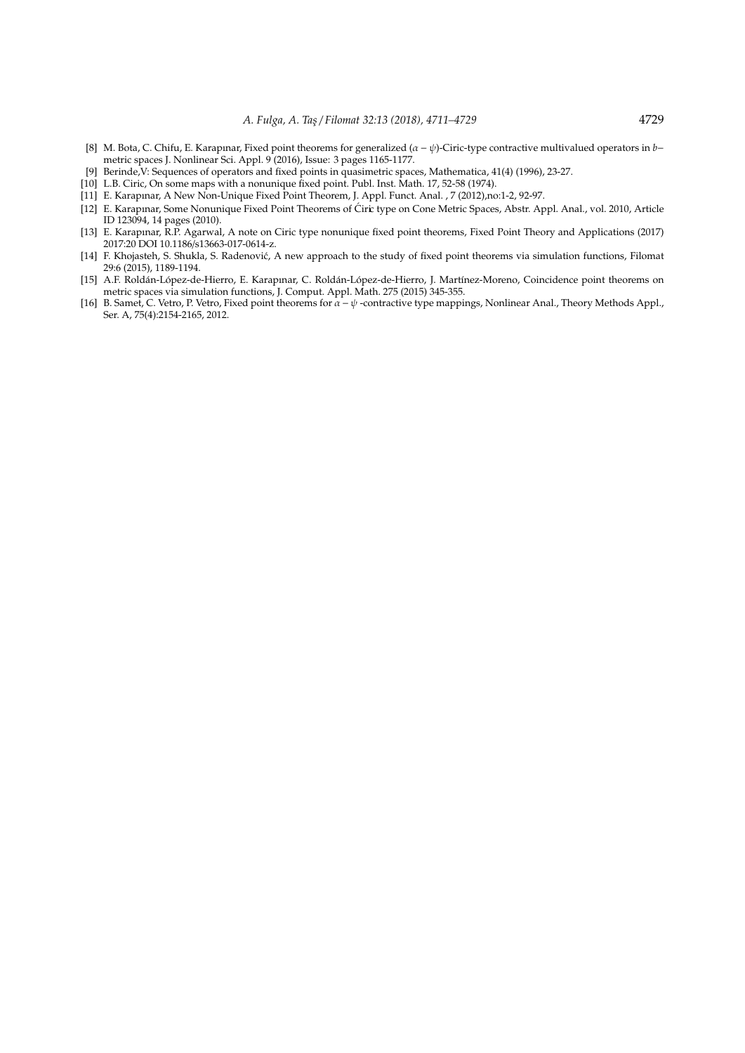[8] M. Bota, C. Chifu, E. Karapınar, Fixed point theorems for generalized ($\alpha - \psi$)-Ciric-type contractive multivalued operators in $b-$metric spaces J. Nonlinear Sci. Appl. 9 (2016), Issue: 3 pages 1165-1177.

[9] Berinde,V: Sequences of operators and fixed points in quasimetric spaces, Mathematica, 41(4) (1996), 23-27.

[10] L.B. Ciric, On some maps with a nonunique fixed point. Publ. Inst. Math. 17, 52-58 (1974).

[11] E. Karapınar, A New Non-Unique Fixed Point Theorem, J. Appl. Funct. Anal. , 7 (2012),no:1-2, 92-97.

[12] E. Karapınar, Some Nonunique Fixed Point Theorems of Ćiric type on Cone Metric Spaces, Abstr. Appl. Anal., vol. 2010, Article ID 123094, 14 pages (2010).

[13] E. Karapınar, R.P. Agarwal, A note on Ciric type nonunique fixed point theorems, Fixed Point Theory and Applications (2017) 2017:20 DOI 10.1186/s13663-017-0614-z.

[14] F. Khojasteh, S. Shukla, S. Radenović, A new approach to the study of fixed point theorems via simulation functions, Filomat 29:6 (2015), 1189-1194.

[15] A.F. Roldán-López-de-Hierro, E. Karapınar, C. Roldán-López-de-Hierro, J. Martínez-Moreno, Coincidence point theorems on metric spaces via simulation functions, J. Comput. Appl. Math. 275 (2015) 345-355.

[16] B. Samet, C. Vetro, P. Vetro, Fixed point theorems for $\alpha - \psi$ -contractive type mappings, Nonlinear Anal., Theory Methods Appl., Ser. A, 75(4):2154-2165, 2012.